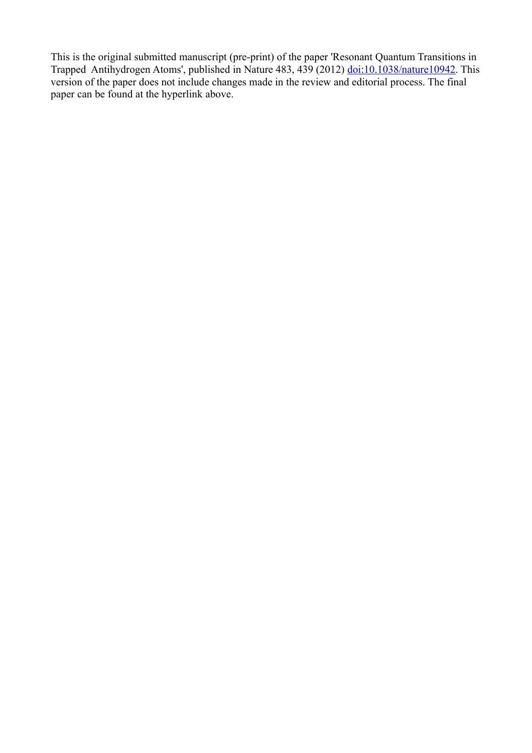This is the original submitted manuscript (pre-print) of the paper 'Resonant Quantum Transitions in Trapped Antihydrogen Atoms', published in Nature 483, 439 (2012) doi:10.1038/nature10942. This version of the paper does not include changes made in the review and editorial process. The final paper can be found at the hyperlink above.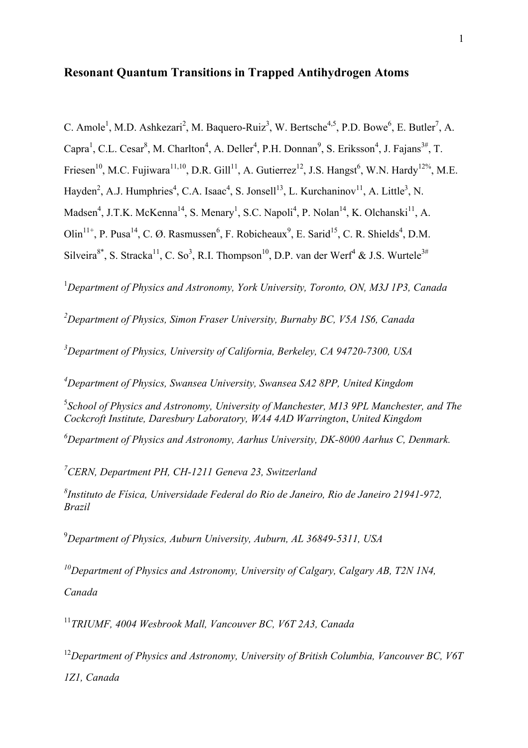# Resonant Quantum Transitions in Trapped Antihydrogen Atoms

C. Amole[1], M.D. Ashkezari[2], M. Baquero-Ruiz[3], W. Bertsche[4,5], P.D. Bowe[6], E. Butler[7], A. Capra[1], C.L. Cesar[8], M. Charlton[4], A. Deller[4], P.H. Donnan[9], S. Eriksson[4], J. Fajans[3#], T. Friesen[10], M.C. Fujiwara[11,10], D.R. Gill[11], A. Gutierrez[12], J.S. Hangst[6], W.N. Hardy[12%], M.E. Hayden[2], A.J. Humphries[4], C.A. Isaac[4], S. Jonsell[13], L. Kurchaninov[11], A. Little[3], N. Madsen[4], J.T.K. McKenna[14], S. Menary[1], S.C. Napoli[4], P. Nolan[14], K. Olchanski[11], A. Olin[11+], P. Pusa[14], C. Ø. Rasmussen[6], F. Robicheaux[9], E. Sarid[15], C. R. Shields[4], D.M. Silveira[8*], S. Stracka[11], C. So[3], R.I. Thompson[10], D.P. van der Werf[4] & J.S. Wurtele[3#]

[1]*Department of Physics and Astronomy, York University, Toronto, ON, M3J 1P3, Canada*

[2]*Department of Physics, Simon Fraser University, Burnaby BC, V5A 1S6, Canada*

[3]*Department of Physics, University of California, Berkeley, CA 94720-7300, USA*

[4]*Department of Physics, Swansea University, Swansea SA2 8PP, United Kingdom*

[5]*School of Physics and Astronomy, University of Manchester, M13 9PL Manchester, and The Cockcroft Institute, Daresbury Laboratory, WA4 4AD Warrington, United Kingdom*

[6]*Department of Physics and Astronomy, Aarhus University, DK-8000 Aarhus C, Denmark.*

[7]*CERN, Department PH, CH-1211 Geneva 23, Switzerland*

[8]*Instituto de Física, Universidade Federal do Rio de Janeiro, Rio de Janeiro 21941-972, Brazil*

[9]*Department of Physics, Auburn University, Auburn, AL 36849-5311, USA*

[10]*Department of Physics and Astronomy, University of Calgary, Calgary AB, T2N 1N4, Canada*

[11]*TRIUMF, 4004 Wesbrook Mall, Vancouver BC, V6T 2A3, Canada*

[12]*Department of Physics and Astronomy, University of British Columbia, Vancouver BC, V6T 1Z1, Canada*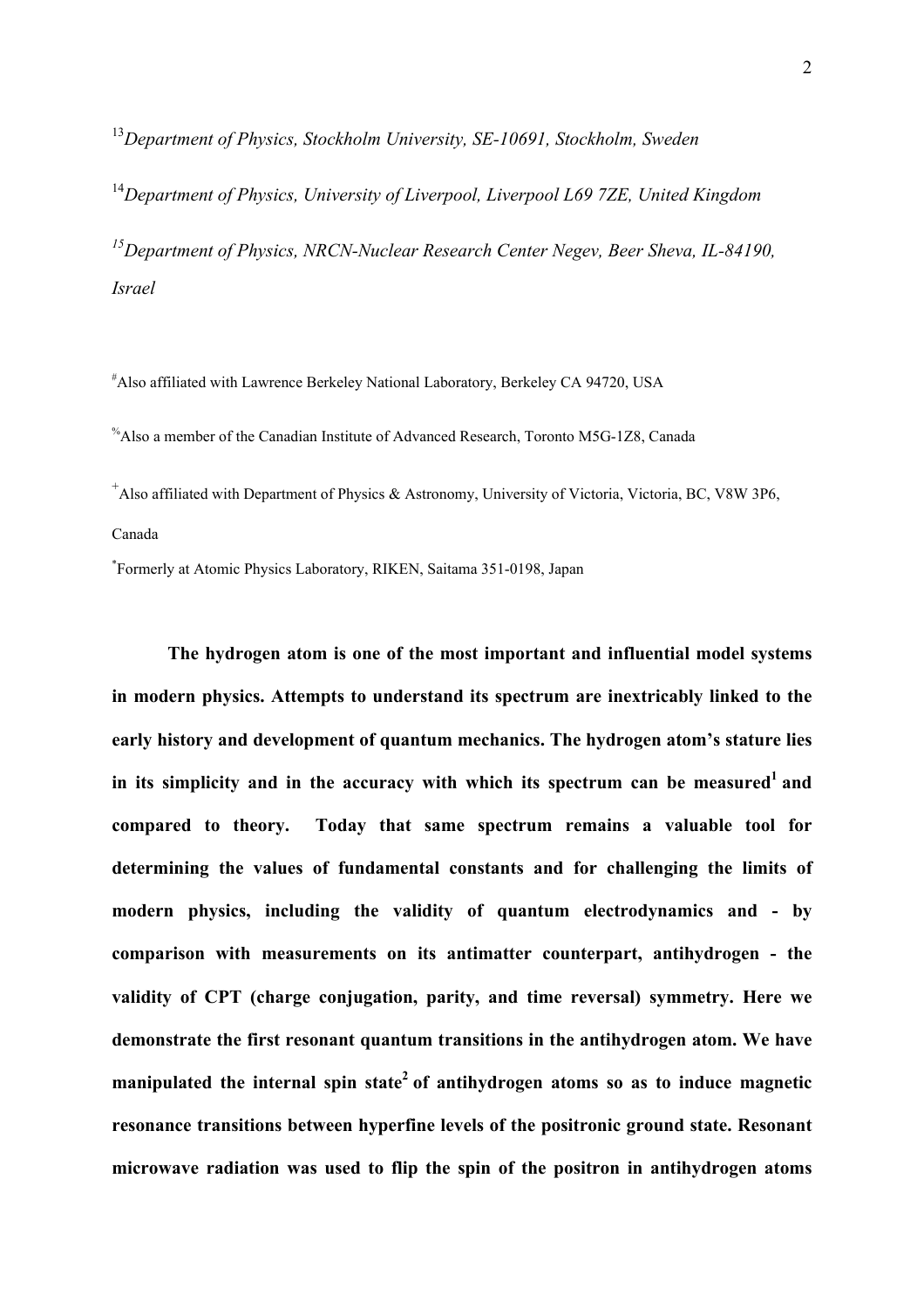[13]*Department of Physics, Stockholm University, SE-10691, Stockholm, Sweden*

[14]*Department of Physics, University of Liverpool, Liverpool L69 7ZE, United Kingdom*

[15]*Department of Physics, NRCN-Nuclear Research Center Negev, Beer Sheva, IL-84190, Israel*

[#]Also affiliated with Lawrence Berkeley National Laboratory, Berkeley CA 94720, USA

[%]Also a member of the Canadian Institute of Advanced Research, Toronto M5G-1Z8, Canada

[+]Also affiliated with Department of Physics & Astronomy, University of Victoria, Victoria, BC, V8W 3P6, Canada

[*]Formerly at Atomic Physics Laboratory, RIKEN, Saitama 351-0198, Japan

**The hydrogen atom is one of the most important and influential model systems in modern physics. Attempts to understand its spectrum are inextricably linked to the early history and development of quantum mechanics. The hydrogen atom's stature lies in its simplicity and in the accuracy with which its spectrum can be measured[1] and compared to theory. Today that same spectrum remains a valuable tool for determining the values of fundamental constants and for challenging the limits of modern physics, including the validity of quantum electrodynamics and - by comparison with measurements on its antimatter counterpart, antihydrogen - the validity of CPT (charge conjugation, parity, and time reversal) symmetry. Here we demonstrate the first resonant quantum transitions in the antihydrogen atom. We have manipulated the internal spin state[2] of antihydrogen atoms so as to induce magnetic resonance transitions between hyperfine levels of the positronic ground state. Resonant microwave radiation was used to flip the spin of the positron in antihydrogen atoms**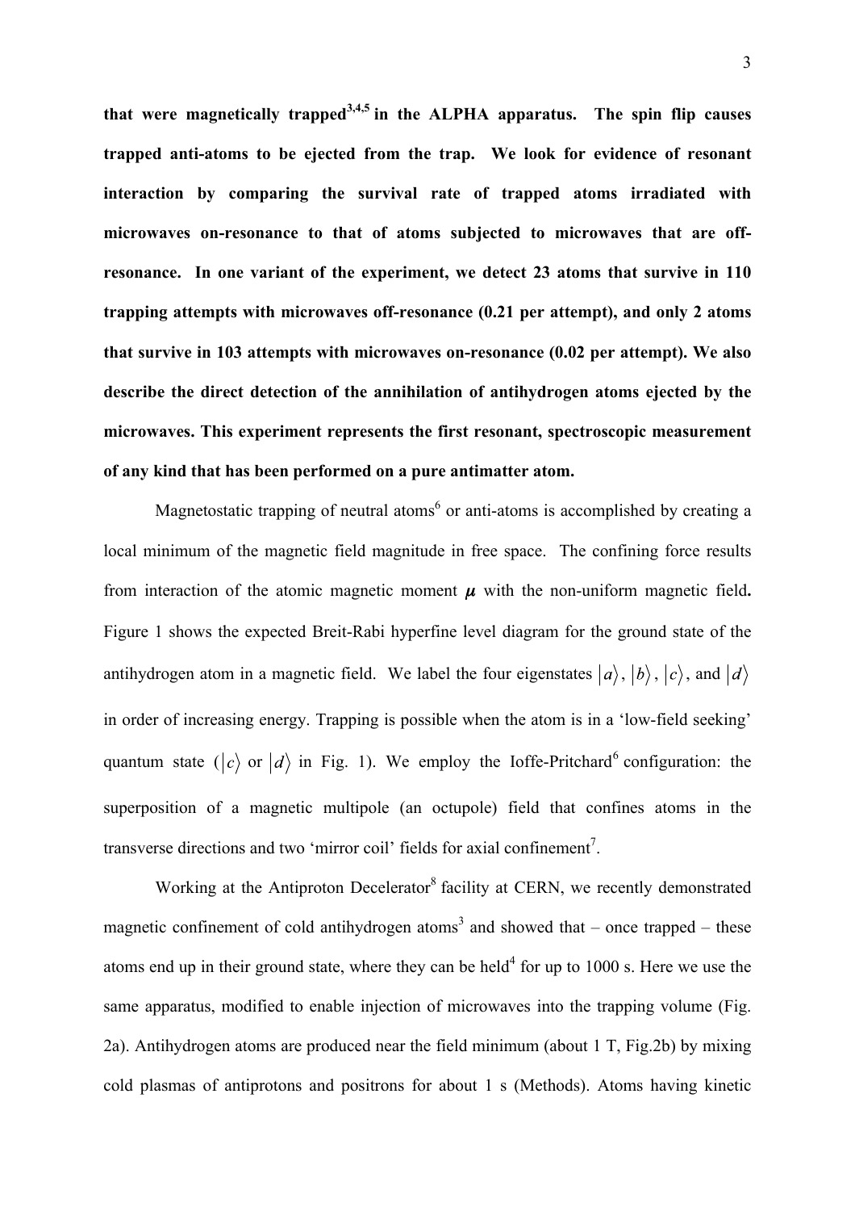**that were magnetically trapped[3,4,5] in the ALPHA apparatus. The spin flip causes trapped anti-atoms to be ejected from the trap. We look for evidence of resonant interaction by comparing the survival rate of trapped atoms irradiated with microwaves on-resonance to that of atoms subjected to microwaves that are off-resonance. In one variant of the experiment, we detect 23 atoms that survive in 110 trapping attempts with microwaves off-resonance (0.21 per attempt), and only 2 atoms that survive in 103 attempts with microwaves on-resonance (0.02 per attempt). We also describe the direct detection of the annihilation of antihydrogen atoms ejected by the microwaves. This experiment represents the first resonant, spectroscopic measurement of any kind that has been performed on a pure antimatter atom.**

Magnetostatic trapping of neutral atoms[6] or anti-atoms is accomplished by creating a local minimum of the magnetic field magnitude in free space. The confining force results from interaction of the atomic magnetic moment $\boldsymbol{\mu}$ with the non-uniform magnetic field**.** Figure 1 shows the expected Breit-Rabi hyperfine level diagram for the ground state of the antihydrogen atom in a magnetic field. We label the four eigenstates $|a\rangle$, $|b\rangle$, $|c\rangle$, and $|d\rangle$ in order of increasing energy. Trapping is possible when the atom is in a 'low-field seeking' quantum state ($|c\rangle$ or $|d\rangle$ in Fig. 1). We employ the Ioffe-Pritchard[6] configuration: the superposition of a magnetic multipole (an octupole) field that confines atoms in the transverse directions and two 'mirror coil' fields for axial confinement[7].

Working at the Antiproton Decelerator[8] facility at CERN, we recently demonstrated magnetic confinement of cold antihydrogen atoms[3] and showed that – once trapped – these atoms end up in their ground state, where they can be held[4] for up to 1000 s. Here we use the same apparatus, modified to enable injection of microwaves into the trapping volume (Fig. 2a). Antihydrogen atoms are produced near the field minimum (about 1 T, Fig.2b) by mixing cold plasmas of antiprotons and positrons for about 1 s (Methods). Atoms having kinetic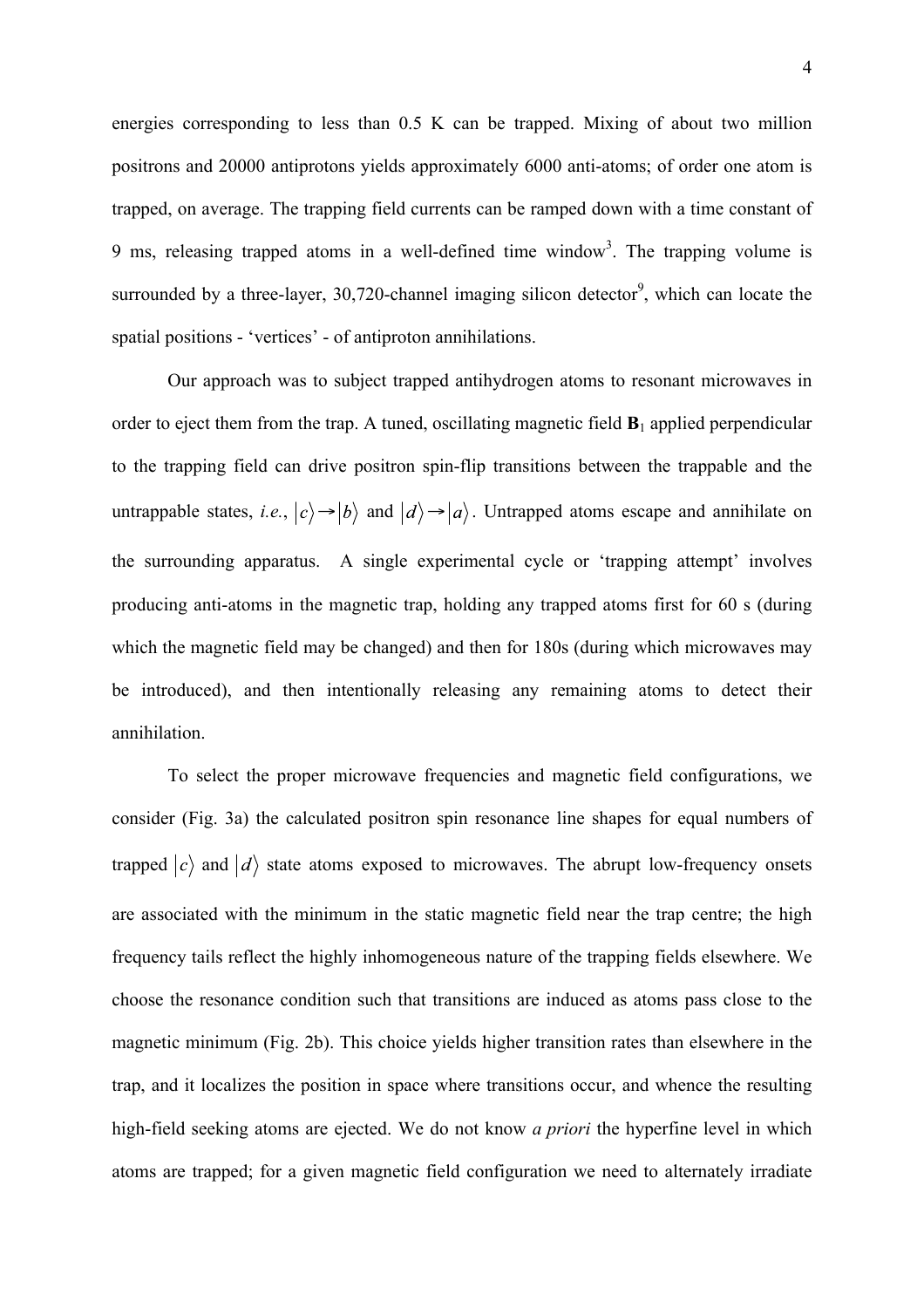energies corresponding to less than 0.5 K can be trapped. Mixing of about two million positrons and 20000 antiprotons yields approximately 6000 anti-atoms; of order one atom is trapped, on average. The trapping field currents can be ramped down with a time constant of 9 ms, releasing trapped atoms in a well-defined time window[3]. The trapping volume is surrounded by a three-layer, 30,720-channel imaging silicon detector[9], which can locate the spatial positions - 'vertices' - of antiproton annihilations.

Our approach was to subject trapped antihydrogen atoms to resonant microwaves in order to eject them from the trap. A tuned, oscillating magnetic field $\mathbf{B}_1$ applied perpendicular to the trapping field can drive positron spin-flip transitions between the trappable and the untrappable states, *i.e.*, $|c\rangle \rightarrow |b\rangle$ and $|d\rangle \rightarrow |a\rangle$. Untrapped atoms escape and annihilate on the surrounding apparatus. A single experimental cycle or 'trapping attempt' involves producing anti-atoms in the magnetic trap, holding any trapped atoms first for 60 s (during which the magnetic field may be changed) and then for 180s (during which microwaves may be introduced), and then intentionally releasing any remaining atoms to detect their annihilation.

To select the proper microwave frequencies and magnetic field configurations, we consider (Fig. 3a) the calculated positron spin resonance line shapes for equal numbers of trapped $|c\rangle$ and $|d\rangle$ state atoms exposed to microwaves. The abrupt low-frequency onsets are associated with the minimum in the static magnetic field near the trap centre; the high frequency tails reflect the highly inhomogeneous nature of the trapping fields elsewhere. We choose the resonance condition such that transitions are induced as atoms pass close to the magnetic minimum (Fig. 2b). This choice yields higher transition rates than elsewhere in the trap, and it localizes the position in space where transitions occur, and whence the resulting high-field seeking atoms are ejected. We do not know *a priori* the hyperfine level in which atoms are trapped; for a given magnetic field configuration we need to alternately irradiate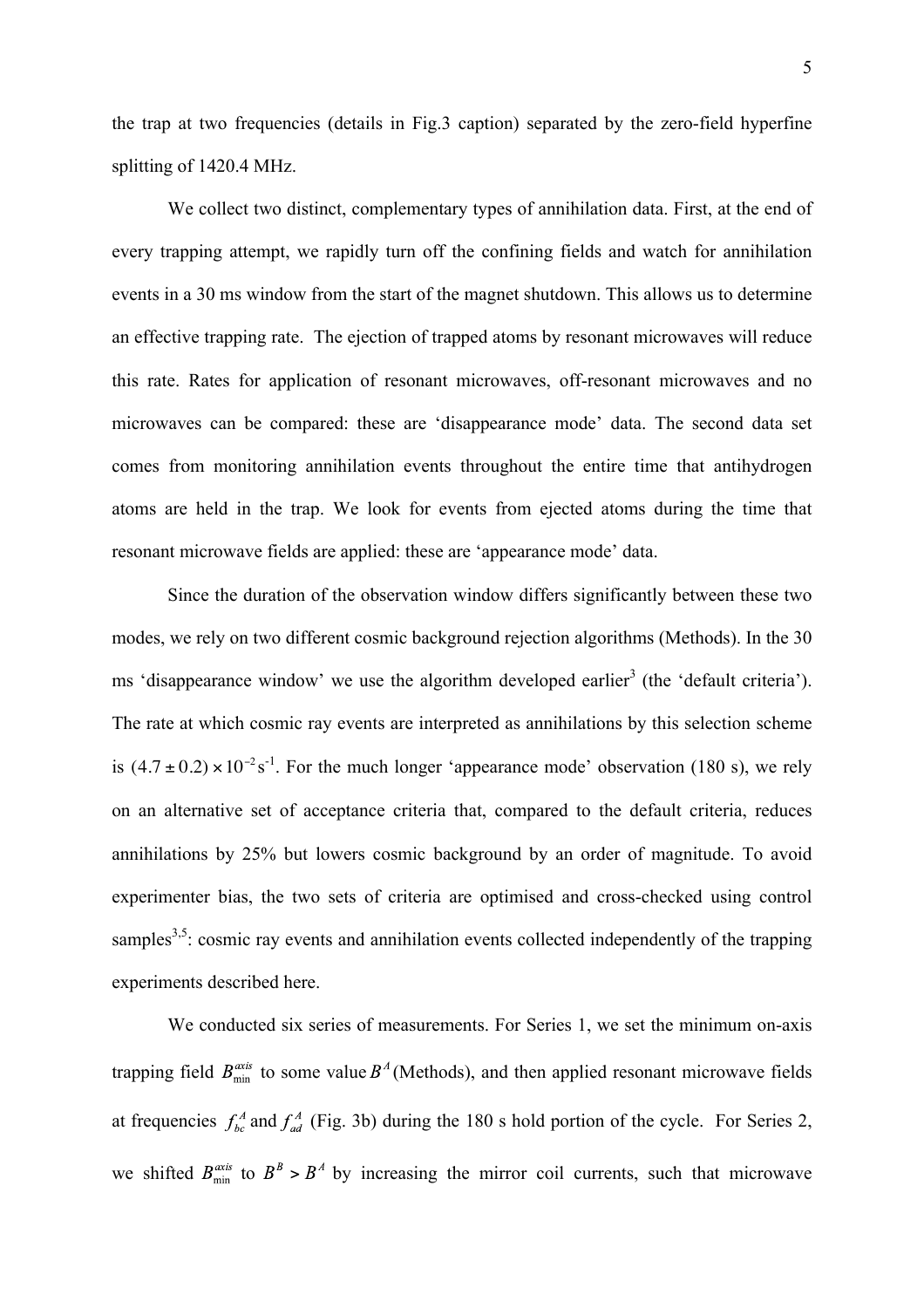the trap at two frequencies (details in Fig.3 caption) separated by the zero-field hyperfine splitting of 1420.4 MHz.

We collect two distinct, complementary types of annihilation data. First, at the end of every trapping attempt, we rapidly turn off the confining fields and watch for annihilation events in a 30 ms window from the start of the magnet shutdown. This allows us to determine an effective trapping rate. The ejection of trapped atoms by resonant microwaves will reduce this rate. Rates for application of resonant microwaves, off-resonant microwaves and no microwaves can be compared: these are 'disappearance mode' data. The second data set comes from monitoring annihilation events throughout the entire time that antihydrogen atoms are held in the trap. We look for events from ejected atoms during the time that resonant microwave fields are applied: these are 'appearance mode' data.

Since the duration of the observation window differs significantly between these two modes, we rely on two different cosmic background rejection algorithms (Methods). In the 30 ms 'disappearance window' we use the algorithm developed earlier[3] (the 'default criteria'). The rate at which cosmic ray events are interpreted as annihilations by this selection scheme is $(4.7 \pm 0.2) \times 10^{-2}\,\mathrm{s}^{-1}$. For the much longer 'appearance mode' observation (180 s), we rely on an alternative set of acceptance criteria that, compared to the default criteria, reduces annihilations by 25% but lowers cosmic background by an order of magnitude. To avoid experimenter bias, the two sets of criteria are optimised and cross-checked using control samples[3,5]: cosmic ray events and annihilation events collected independently of the trapping experiments described here.

We conducted six series of measurements. For Series 1, we set the minimum on-axis trapping field $B_{\min}^{axis}$ to some value $B^{A}$ (Methods), and then applied resonant microwave fields at frequencies $f_{bc}^{A}$ and $f_{ad}^{A}$ (Fig. 3b) during the 180 s hold portion of the cycle. For Series 2, we shifted $B_{\min}^{axis}$ to $B^{B} > B^{A}$ by increasing the mirror coil currents, such that microwave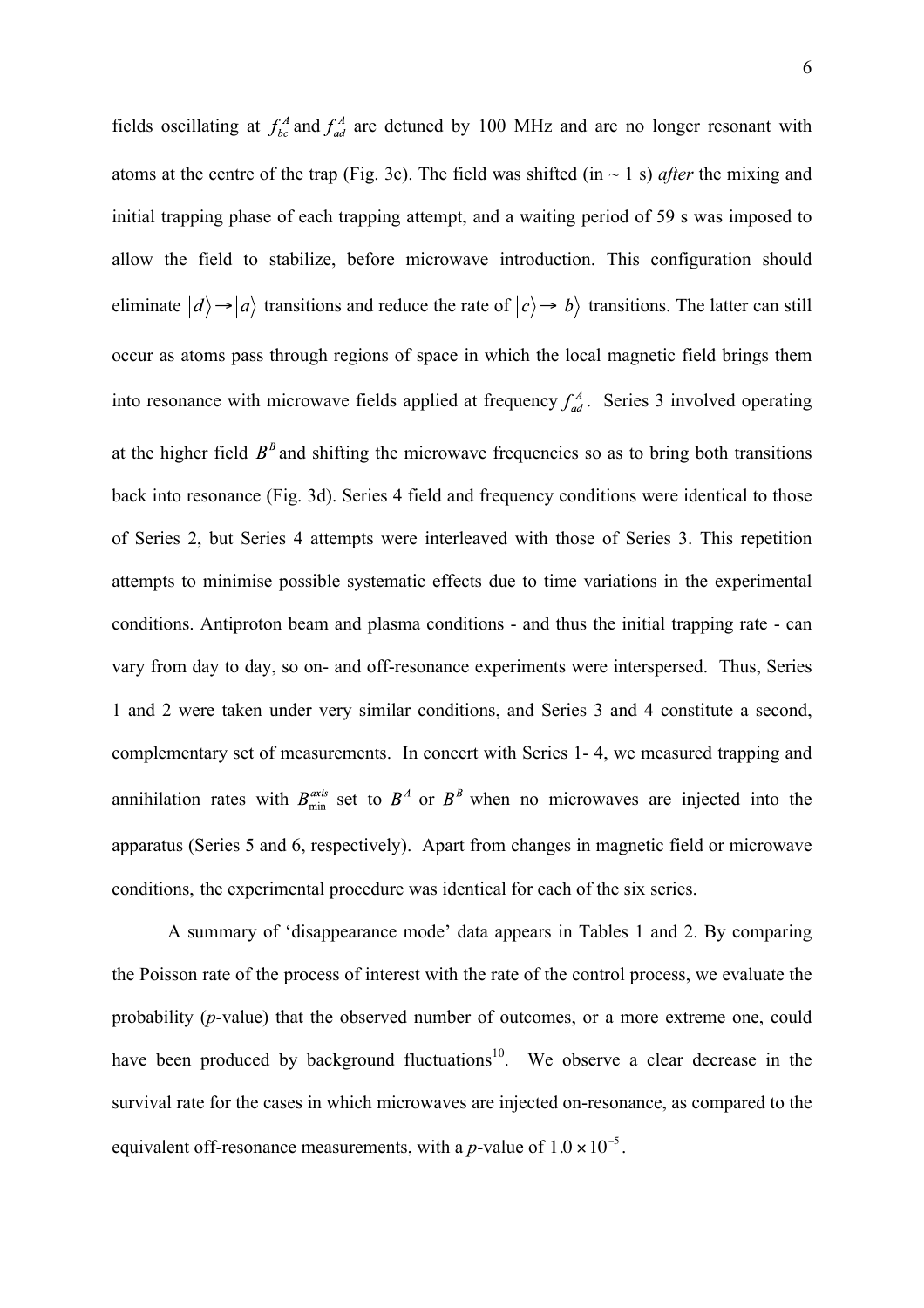fields oscillating at $f_{bc}^{A}$ and $f_{ad}^{A}$ are detuned by 100 MHz and are no longer resonant with atoms at the centre of the trap (Fig. 3c). The field was shifted (in ~ 1 s) *after* the mixing and initial trapping phase of each trapping attempt, and a waiting period of 59 s was imposed to allow the field to stabilize, before microwave introduction. This configuration should eliminate $|d\rangle \to |a\rangle$ transitions and reduce the rate of $|c\rangle \to |b\rangle$ transitions. The latter can still occur as atoms pass through regions of space in which the local magnetic field brings them into resonance with microwave fields applied at frequency $f_{ad}^{A}$. Series 3 involved operating at the higher field $B^{B}$ and shifting the microwave frequencies so as to bring both transitions back into resonance (Fig. 3d). Series 4 field and frequency conditions were identical to those of Series 2, but Series 4 attempts were interleaved with those of Series 3. This repetition attempts to minimise possible systematic effects due to time variations in the experimental conditions. Antiproton beam and plasma conditions - and thus the initial trapping rate - can vary from day to day, so on- and off-resonance experiments were interspersed. Thus, Series 1 and 2 were taken under very similar conditions, and Series 3 and 4 constitute a second, complementary set of measurements. In concert with Series 1- 4, we measured trapping and annihilation rates with $B_{\min}^{axis}$ set to $B^{A}$ or $B^{B}$ when no microwaves are injected into the apparatus (Series 5 and 6, respectively). Apart from changes in magnetic field or microwave conditions, the experimental procedure was identical for each of the six series.

A summary of 'disappearance mode' data appears in Tables 1 and 2. By comparing the Poisson rate of the process of interest with the rate of the control process, we evaluate the probability (*p*-value) that the observed number of outcomes, or a more extreme one, could have been produced by background fluctuations[10]. We observe a clear decrease in the survival rate for the cases in which microwaves are injected on-resonance, as compared to the equivalent off-resonance measurements, with a *p*-value of $1.0 \times 10^{-5}$.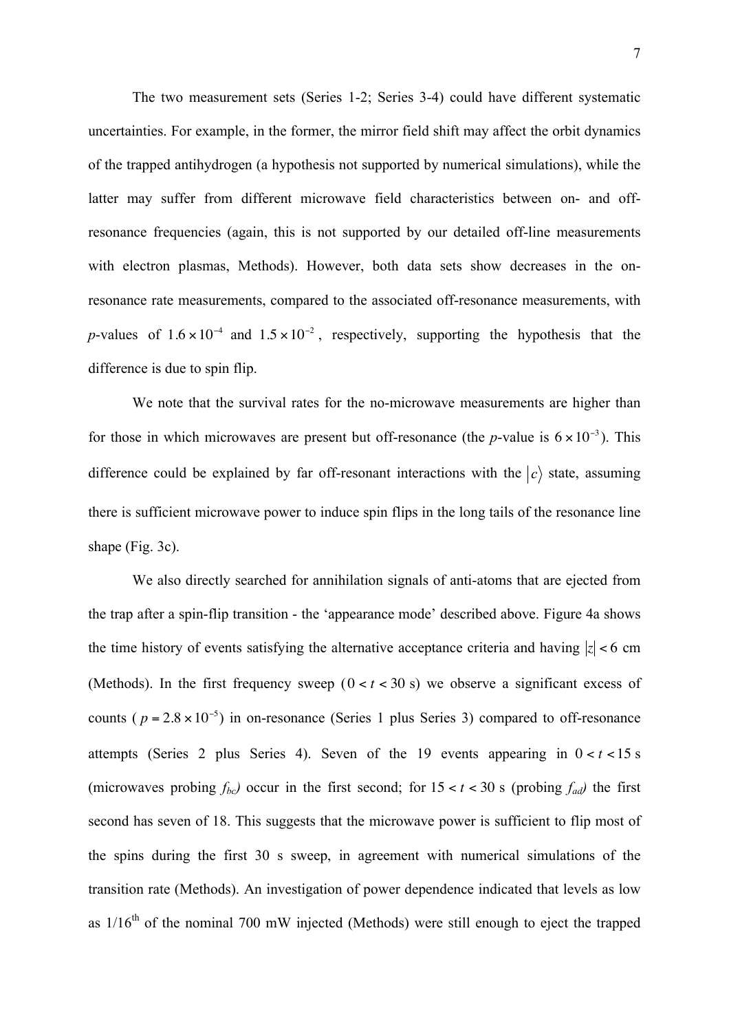The two measurement sets (Series 1-2; Series 3-4) could have different systematic uncertainties. For example, in the former, the mirror field shift may affect the orbit dynamics of the trapped antihydrogen (a hypothesis not supported by numerical simulations), while the latter may suffer from different microwave field characteristics between on- and off-resonance frequencies (again, this is not supported by our detailed off-line measurements with electron plasmas, Methods). However, both data sets show decreases in the on-resonance rate measurements, compared to the associated off-resonance measurements, with *p*-values of $1.6 \times 10^{-4}$ and $1.5 \times 10^{-2}$, respectively, supporting the hypothesis that the difference is due to spin flip.

We note that the survival rates for the no-microwave measurements are higher than for those in which microwaves are present but off-resonance (the *p*-value is $6 \times 10^{-3}$). This difference could be explained by far off-resonant interactions with the $|c\rangle$ state, assuming there is sufficient microwave power to induce spin flips in the long tails of the resonance line shape (Fig. 3c).

We also directly searched for annihilation signals of anti-atoms that are ejected from the trap after a spin-flip transition - the 'appearance mode' described above. Figure 4a shows the time history of events satisfying the alternative acceptance criteria and having $|z| < 6$ cm (Methods). In the first frequency sweep ($0 < t < 30$ s) we observe a significant excess of counts ($p = 2.8 \times 10^{-5}$) in on-resonance (Series 1 plus Series 3) compared to off-resonance attempts (Series 2 plus Series 4). Seven of the 19 events appearing in $0 < t < 15$ s (microwaves probing $f_{bc}$) occur in the first second; for $15 < t < 30$ s (probing $f_{ad}$) the first second has seven of 18. This suggests that the microwave power is sufficient to flip most of the spins during the first 30 s sweep, in agreement with numerical simulations of the transition rate (Methods). An investigation of power dependence indicated that levels as low as 1/16[th] of the nominal 700 mW injected (Methods) were still enough to eject the trapped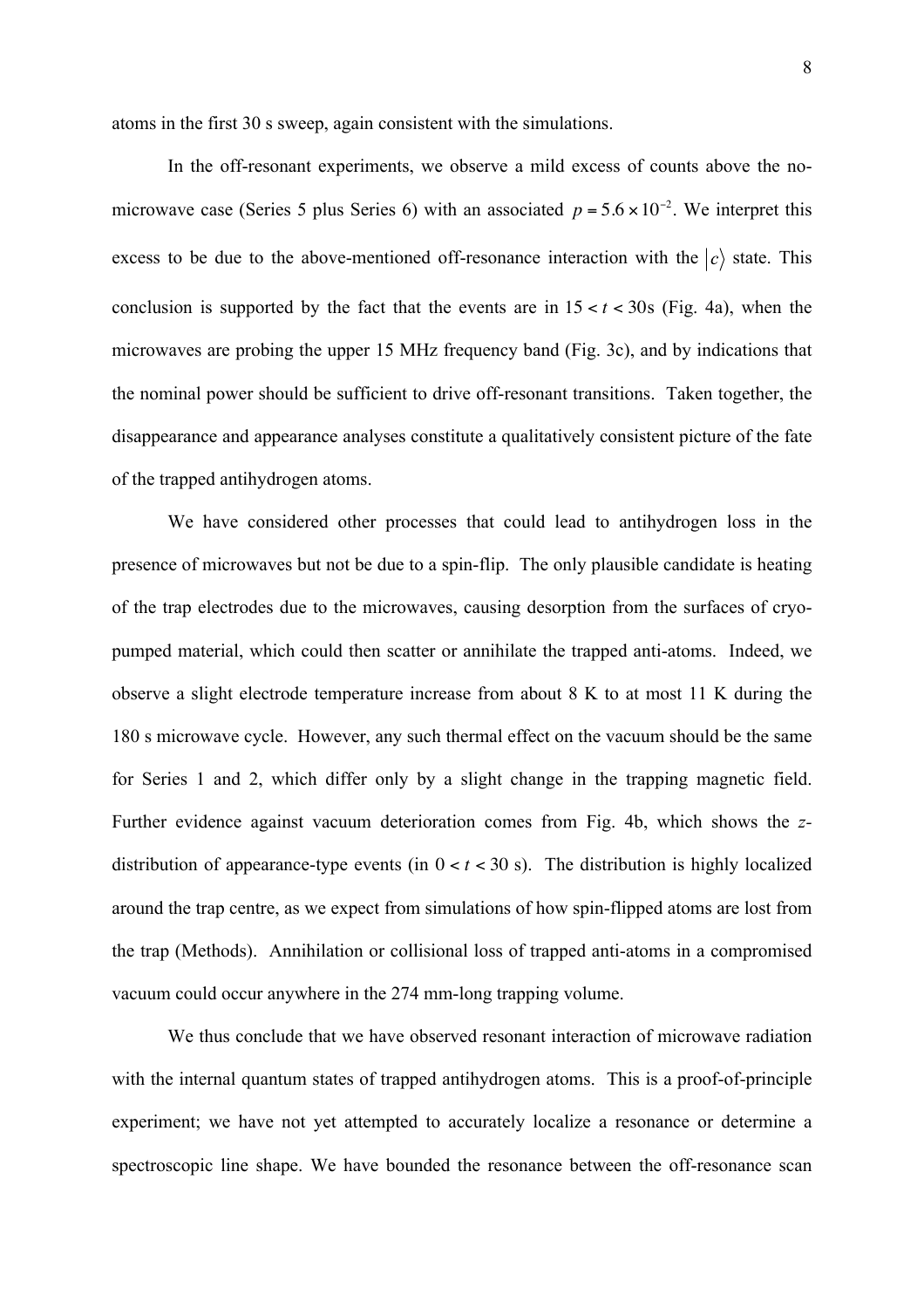atoms in the first 30 s sweep, again consistent with the simulations.

In the off-resonant experiments, we observe a mild excess of counts above the no-microwave case (Series 5 plus Series 6) with an associated $p = 5.6 \times 10^{-2}$. We interpret this excess to be due to the above-mentioned off-resonance interaction with the $|c\rangle$ state. This conclusion is supported by the fact that the events are in $15 < t < 30$s (Fig. 4a), when the microwaves are probing the upper 15 MHz frequency band (Fig. 3c), and by indications that the nominal power should be sufficient to drive off-resonant transitions. Taken together, the disappearance and appearance analyses constitute a qualitatively consistent picture of the fate of the trapped antihydrogen atoms.

We have considered other processes that could lead to antihydrogen loss in the presence of microwaves but not be due to a spin-flip. The only plausible candidate is heating of the trap electrodes due to the microwaves, causing desorption from the surfaces of cryo-pumped material, which could then scatter or annihilate the trapped anti-atoms. Indeed, we observe a slight electrode temperature increase from about 8 K to at most 11 K during the 180 s microwave cycle. However, any such thermal effect on the vacuum should be the same for Series 1 and 2, which differ only by a slight change in the trapping magnetic field. Further evidence against vacuum deterioration comes from Fig. 4b, which shows the $z$-distribution of appearance-type events (in $0 < t < 30$ s). The distribution is highly localized around the trap centre, as we expect from simulations of how spin-flipped atoms are lost from the trap (Methods). Annihilation or collisional loss of trapped anti-atoms in a compromised vacuum could occur anywhere in the 274 mm-long trapping volume.

We thus conclude that we have observed resonant interaction of microwave radiation with the internal quantum states of trapped antihydrogen atoms. This is a proof-of-principle experiment; we have not yet attempted to accurately localize a resonance or determine a spectroscopic line shape. We have bounded the resonance between the off-resonance scan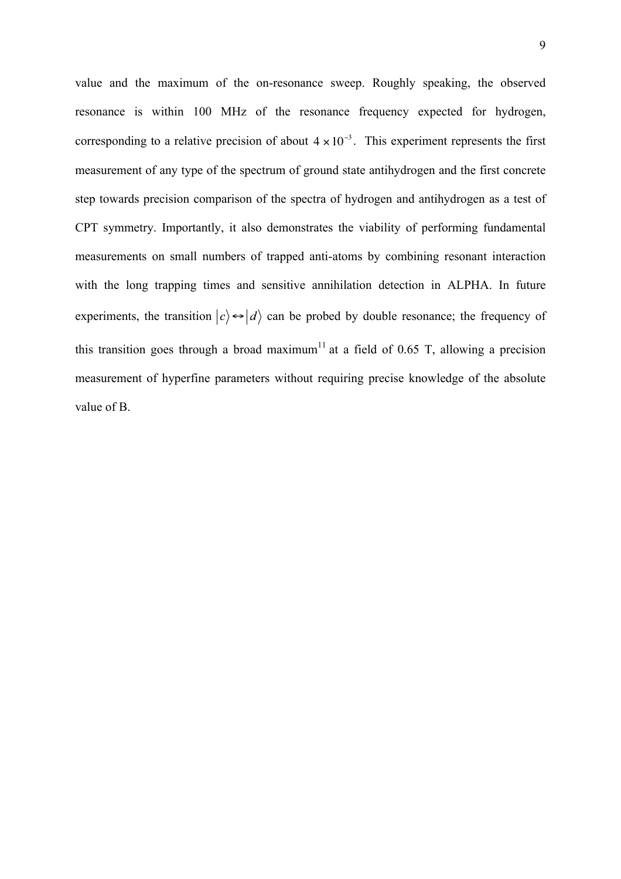value and the maximum of the on-resonance sweep. Roughly speaking, the observed resonance is within 100 MHz of the resonance frequency expected for hydrogen, corresponding to a relative precision of about $4 \times 10^{-3}$. This experiment represents the first measurement of any type of the spectrum of ground state antihydrogen and the first concrete step towards precision comparison of the spectra of hydrogen and antihydrogen as a test of CPT symmetry. Importantly, it also demonstrates the viability of performing fundamental measurements on small numbers of trapped anti-atoms by combining resonant interaction with the long trapping times and sensitive annihilation detection in ALPHA. In future experiments, the transition $|c\rangle \leftrightarrow |d\rangle$ can be probed by double resonance; the frequency of this transition goes through a broad maximum[11] at a field of 0.65 T, allowing a precision measurement of hyperfine parameters without requiring precise knowledge of the absolute value of B.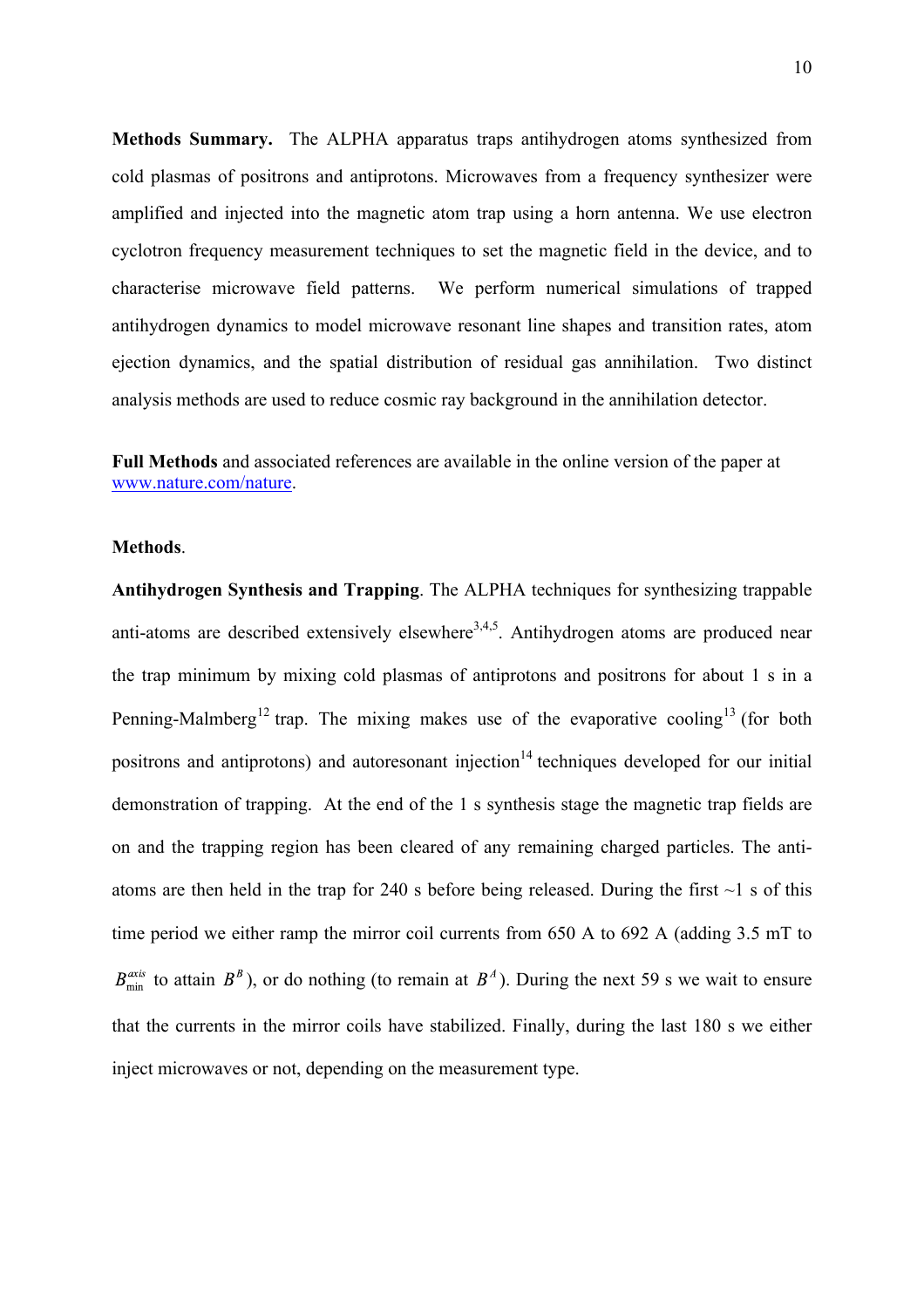**Methods Summary.** The ALPHA apparatus traps antihydrogen atoms synthesized from cold plasmas of positrons and antiprotons. Microwaves from a frequency synthesizer were amplified and injected into the magnetic atom trap using a horn antenna. We use electron cyclotron frequency measurement techniques to set the magnetic field in the device, and to characterise microwave field patterns. We perform numerical simulations of trapped antihydrogen dynamics to model microwave resonant line shapes and transition rates, atom ejection dynamics, and the spatial distribution of residual gas annihilation. Two distinct analysis methods are used to reduce cosmic ray background in the annihilation detector.

**Full Methods** and associated references are available in the online version of the paper at www.nature.com/nature.

**Methods**.

**Antihydrogen Synthesis and Trapping**. The ALPHA techniques for synthesizing trappable anti-atoms are described extensively elsewhere[3,4,5]. Antihydrogen atoms are produced near the trap minimum by mixing cold plasmas of antiprotons and positrons for about 1 s in a Penning-Malmberg[12] trap. The mixing makes use of the evaporative cooling[13] (for both positrons and antiprotons) and autoresonant injection[14] techniques developed for our initial demonstration of trapping. At the end of the 1 s synthesis stage the magnetic trap fields are on and the trapping region has been cleared of any remaining charged particles. The anti-atoms are then held in the trap for 240 s before being released. During the first ~1 s of this time period we either ramp the mirror coil currents from 650 A to 692 A (adding 3.5 mT to $B_{\min}^{axis}$ to attain $B^{B}$), or do nothing (to remain at $B^{A}$). During the next 59 s we wait to ensure that the currents in the mirror coils have stabilized. Finally, during the last 180 s we either inject microwaves or not, depending on the measurement type.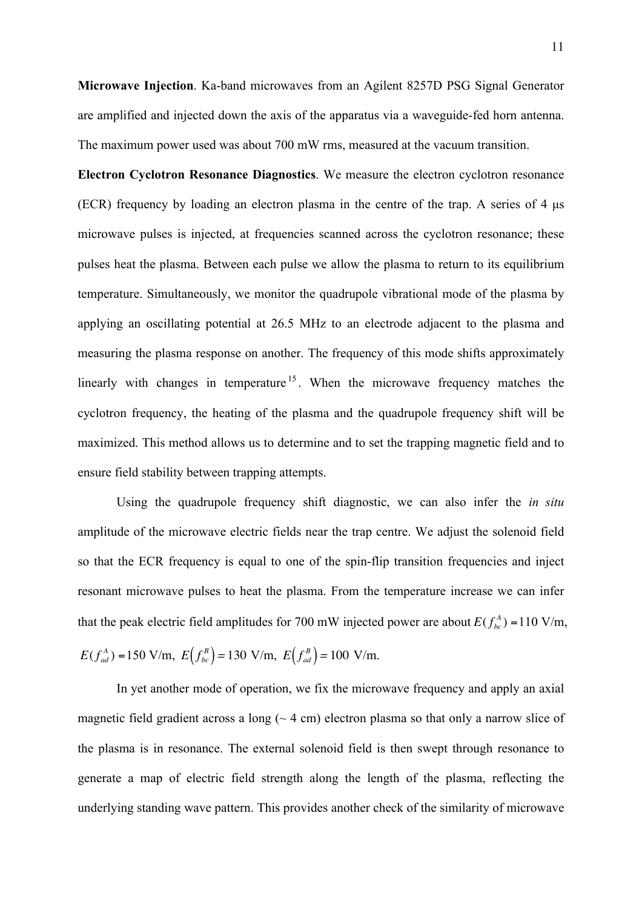**Microwave Injection**. Ka-band microwaves from an Agilent 8257D PSG Signal Generator are amplified and injected down the axis of the apparatus via a waveguide-fed horn antenna. The maximum power used was about 700 mW rms, measured at the vacuum transition.

**Electron Cyclotron Resonance Diagnostics**. We measure the electron cyclotron resonance (ECR) frequency by loading an electron plasma in the centre of the trap. A series of 4 μs microwave pulses is injected, at frequencies scanned across the cyclotron resonance; these pulses heat the plasma. Between each pulse we allow the plasma to return to its equilibrium temperature. Simultaneously, we monitor the quadrupole vibrational mode of the plasma by applying an oscillating potential at 26.5 MHz to an electrode adjacent to the plasma and measuring the plasma response on another. The frequency of this mode shifts approximately linearly with changes in temperature[15]. When the microwave frequency matches the cyclotron frequency, the heating of the plasma and the quadrupole frequency shift will be maximized. This method allows us to determine and to set the trapping magnetic field and to ensure field stability between trapping attempts.

Using the quadrupole frequency shift diagnostic, we can also infer the *in situ* amplitude of the microwave electric fields near the trap centre. We adjust the solenoid field so that the ECR frequency is equal to one of the spin-flip transition frequencies and inject resonant microwave pulses to heat the plasma. From the temperature increase we can infer that the peak electric field amplitudes for 700 mW injected power are about $E(f_{bc}^{A}) = 110$ V/m, $E(f_{ad}^{A}) = 150$ V/m, $E\left(f_{bc}^{B}\right) = 130$ V/m, $E\left(f_{ad}^{B}\right) = 100$ V/m.

In yet another mode of operation, we fix the microwave frequency and apply an axial magnetic field gradient across a long (~ 4 cm) electron plasma so that only a narrow slice of the plasma is in resonance. The external solenoid field is then swept through resonance to generate a map of electric field strength along the length of the plasma, reflecting the underlying standing wave pattern. This provides another check of the similarity of microwave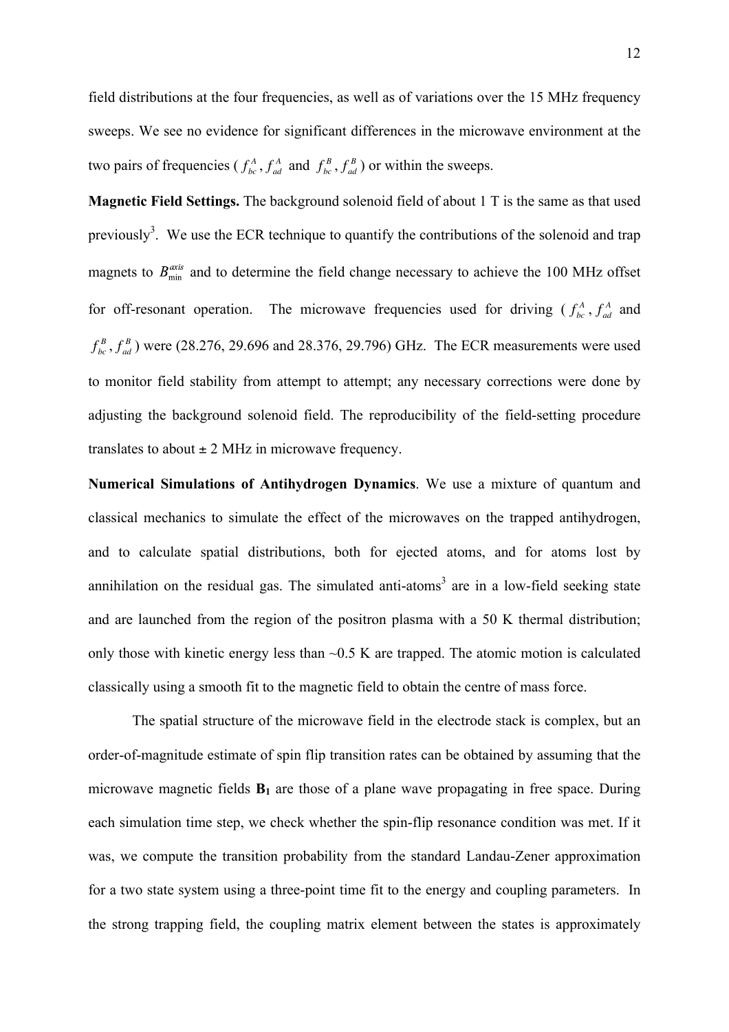field distributions at the four frequencies, as well as of variations over the 15 MHz frequency sweeps. We see no evidence for significant differences in the microwave environment at the two pairs of frequencies ($f_{bc}^{A}, f_{ad}^{A}$ and $f_{bc}^{B}, f_{ad}^{B}$) or within the sweeps.

**Magnetic Field Settings.** The background solenoid field of about 1 T is the same as that used previously[3]. We use the ECR technique to quantify the contributions of the solenoid and trap magnets to $B_{\min}^{axis}$ and to determine the field change necessary to achieve the 100 MHz offset for off-resonant operation. The microwave frequencies used for driving ($f_{bc}^{A}, f_{ad}^{A}$ and $f_{bc}^{B}, f_{ad}^{B}$) were (28.276, 29.696 and 28.376, 29.796) GHz. The ECR measurements were used to monitor field stability from attempt to attempt; any necessary corrections were done by adjusting the background solenoid field. The reproducibility of the field-setting procedure translates to about ± 2 MHz in microwave frequency.

**Numerical Simulations of Antihydrogen Dynamics**. We use a mixture of quantum and classical mechanics to simulate the effect of the microwaves on the trapped antihydrogen, and to calculate spatial distributions, both for ejected atoms, and for atoms lost by annihilation on the residual gas. The simulated anti-atoms[3] are in a low-field seeking state and are launched from the region of the positron plasma with a 50 K thermal distribution; only those with kinetic energy less than ~0.5 K are trapped. The atomic motion is calculated classically using a smooth fit to the magnetic field to obtain the centre of mass force.

The spatial structure of the microwave field in the electrode stack is complex, but an order-of-magnitude estimate of spin flip transition rates can be obtained by assuming that the microwave magnetic fields $\mathbf{B_1}$ are those of a plane wave propagating in free space. During each simulation time step, we check whether the spin-flip resonance condition was met. If it was, we compute the transition probability from the standard Landau-Zener approximation for a two state system using a three-point time fit to the energy and coupling parameters. In the strong trapping field, the coupling matrix element between the states is approximately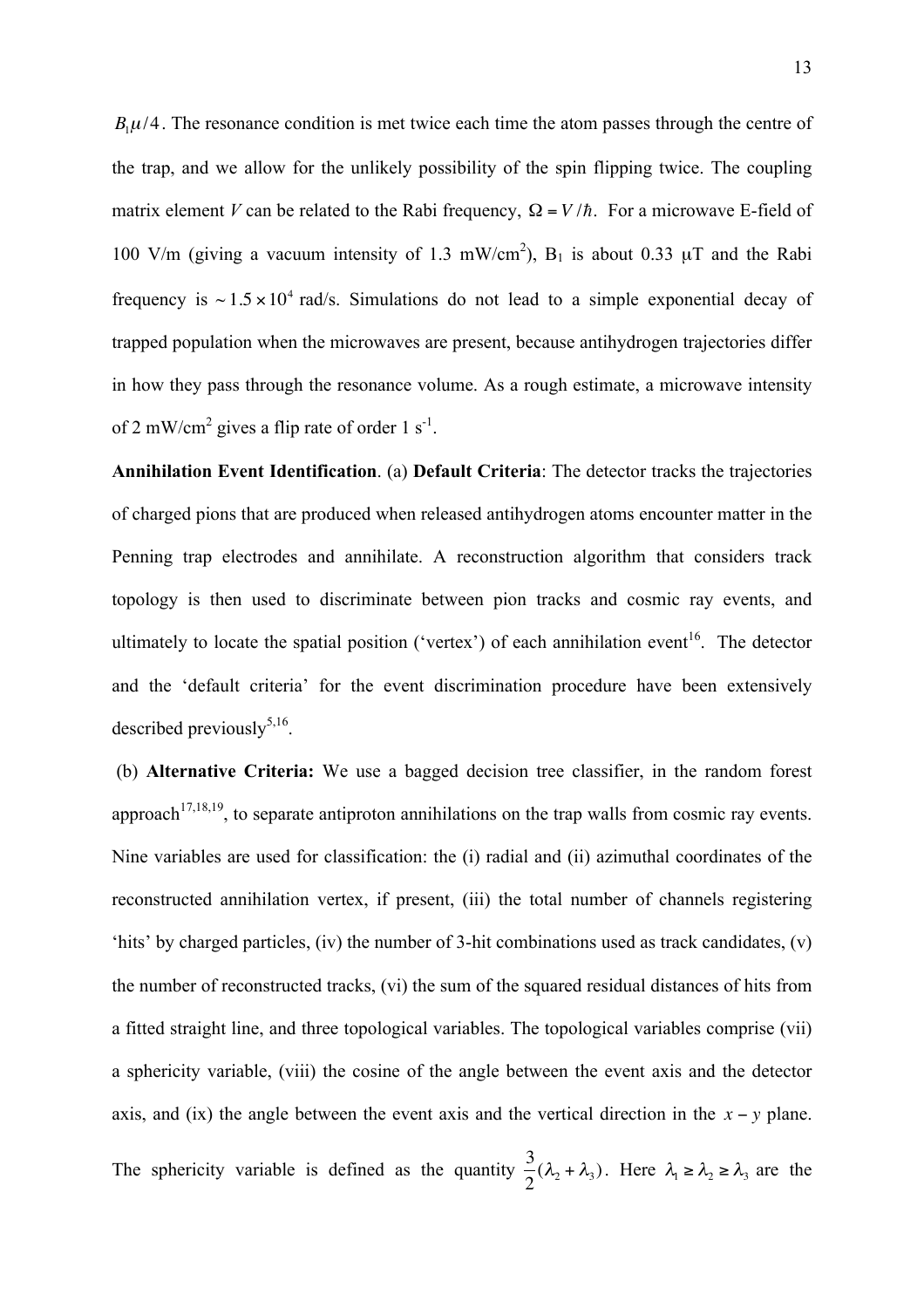$B_1\mu/4$. The resonance condition is met twice each time the atom passes through the centre of the trap, and we allow for the unlikely possibility of the spin flipping twice. The coupling matrix element $V$ can be related to the Rabi frequency, $\Omega = V/\hbar$. For a microwave E-field of 100 V/m (giving a vacuum intensity of 1.3 mW/cm$^2$), $B_1$ is about 0.33 μT and the Rabi frequency is $\sim 1.5 \times 10^4$ rad/s. Simulations do not lead to a simple exponential decay of trapped population when the microwaves are present, because antihydrogen trajectories differ in how they pass through the resonance volume. As a rough estimate, a microwave intensity of 2 mW/cm$^2$ gives a flip rate of order 1 s$^{-1}$.

**Annihilation Event Identification**. (a) **Default Criteria**: The detector tracks the trajectories of charged pions that are produced when released antihydrogen atoms encounter matter in the Penning trap electrodes and annihilate. A reconstruction algorithm that considers track topology is then used to discriminate between pion tracks and cosmic ray events, and ultimately to locate the spatial position ('vertex') of each annihilation event[16]. The detector and the 'default criteria' for the event discrimination procedure have been extensively described previously[5,16].

(b) **Alternative Criteria:** We use a bagged decision tree classifier, in the random forest approach[17,18,19], to separate antiproton annihilations on the trap walls from cosmic ray events. Nine variables are used for classification: the (i) radial and (ii) azimuthal coordinates of the reconstructed annihilation vertex, if present, (iii) the total number of channels registering 'hits' by charged particles, (iv) the number of 3-hit combinations used as track candidates, (v) the number of reconstructed tracks, (vi) the sum of the squared residual distances of hits from a fitted straight line, and three topological variables. The topological variables comprise (vii) a sphericity variable, (viii) the cosine of the angle between the event axis and the detector axis, and (ix) the angle between the event axis and the vertical direction in the $x-y$ plane. The sphericity variable is defined as the quantity $\frac{3}{2}(\lambda_2 + \lambda_3)$. Here $\lambda_1 \geq \lambda_2 \geq \lambda_3$ are the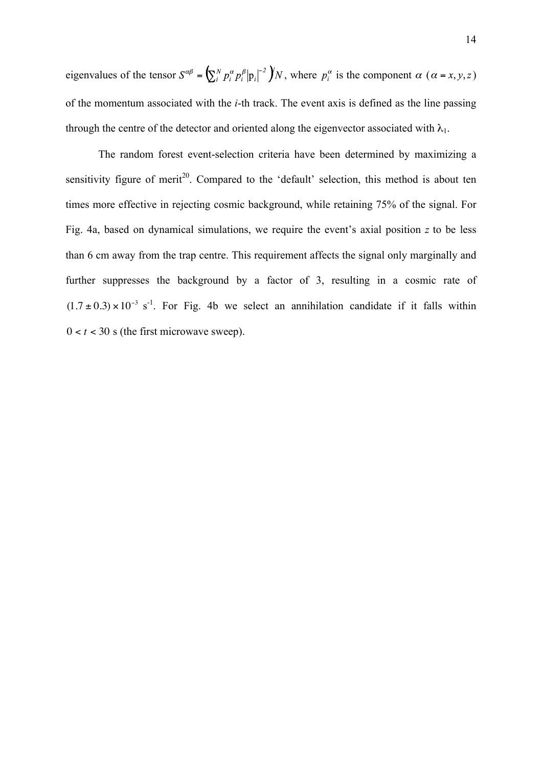eigenvalues of the tensor $S^{\alpha\beta} = \left(\sum_i^N p_i^\alpha p_i^\beta |\mathrm{p}_i|^{-2}\right)/N$, where $p_i^\alpha$ is the component $\alpha$ ($\alpha = x, y, z$) of the momentum associated with the *i*-th track. The event axis is defined as the line passing through the centre of the detector and oriented along the eigenvector associated with $\lambda_1$.

The random forest event-selection criteria have been determined by maximizing a sensitivity figure of merit[20]. Compared to the 'default' selection, this method is about ten times more effective in rejecting cosmic background, while retaining 75% of the signal. For Fig. 4a, based on dynamical simulations, we require the event's axial position *z* to be less than 6 cm away from the trap centre. This requirement affects the signal only marginally and further suppresses the background by a factor of 3, resulting in a cosmic rate of $(1.7 \pm 0.3) \times 10^{-3}$ s$^{-1}$. For Fig. 4b we select an annihilation candidate if it falls within $0 < t < 30$ s (the first microwave sweep).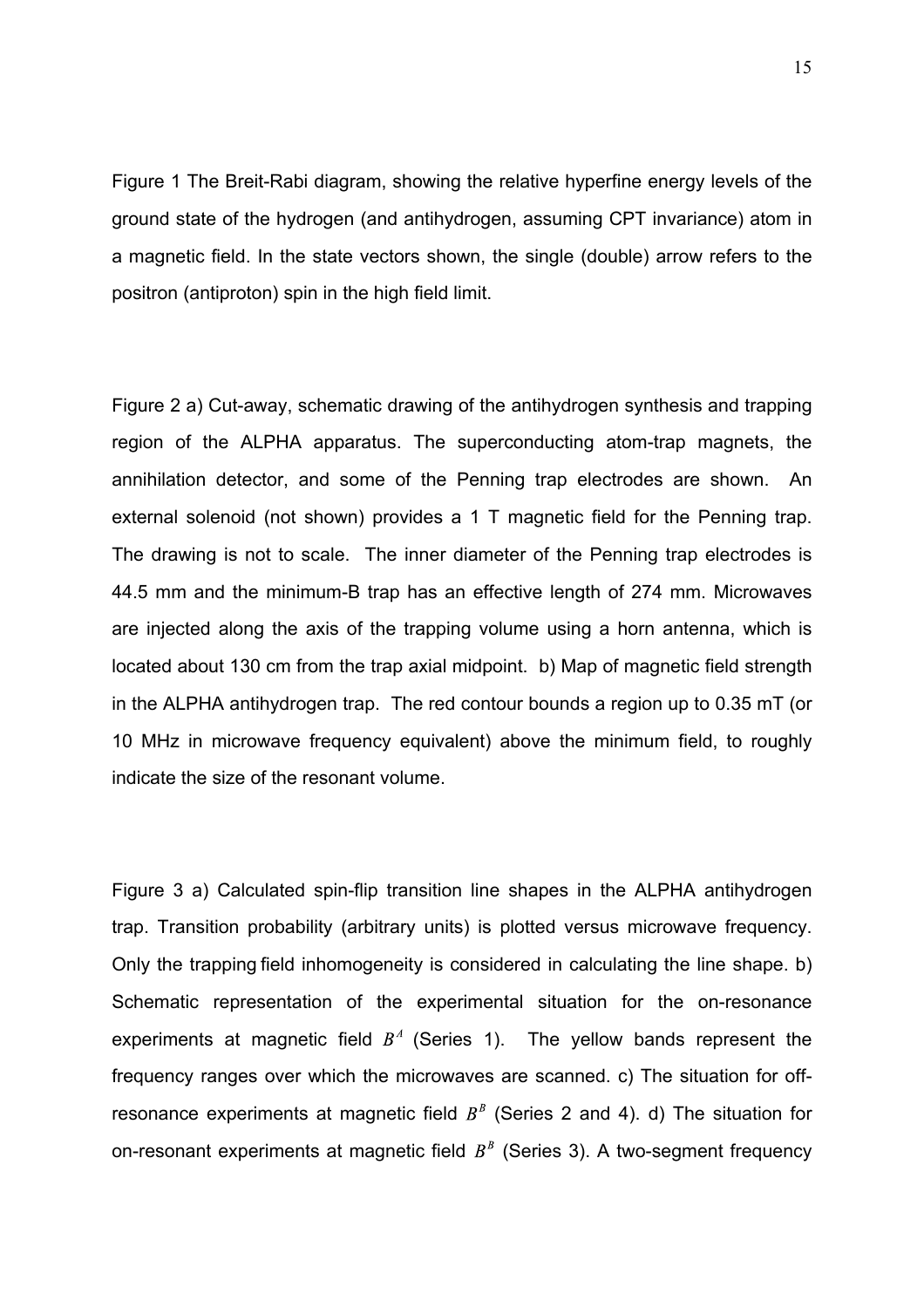Figure 1 The Breit-Rabi diagram, showing the relative hyperfine energy levels of the ground state of the hydrogen (and antihydrogen, assuming CPT invariance) atom in a magnetic field. In the state vectors shown, the single (double) arrow refers to the positron (antiproton) spin in the high field limit.

Figure 2 a) Cut-away, schematic drawing of the antihydrogen synthesis and trapping region of the ALPHA apparatus. The superconducting atom-trap magnets, the annihilation detector, and some of the Penning trap electrodes are shown. An external solenoid (not shown) provides a 1 T magnetic field for the Penning trap. The drawing is not to scale. The inner diameter of the Penning trap electrodes is 44.5 mm and the minimum-B trap has an effective length of 274 mm. Microwaves are injected along the axis of the trapping volume using a horn antenna, which is located about 130 cm from the trap axial midpoint. b) Map of magnetic field strength in the ALPHA antihydrogen trap. The red contour bounds a region up to 0.35 mT (or 10 MHz in microwave frequency equivalent) above the minimum field, to roughly indicate the size of the resonant volume.

Figure 3 a) Calculated spin-flip transition line shapes in the ALPHA antihydrogen trap. Transition probability (arbitrary units) is plotted versus microwave frequency. Only the trapping field inhomogeneity is considered in calculating the line shape. b) Schematic representation of the experimental situation for the on-resonance experiments at magnetic field $B^A$ (Series 1). The yellow bands represent the frequency ranges over which the microwaves are scanned. c) The situation for off-resonance experiments at magnetic field $B^B$ (Series 2 and 4). d) The situation for on-resonant experiments at magnetic field $B^B$ (Series 3). A two-segment frequency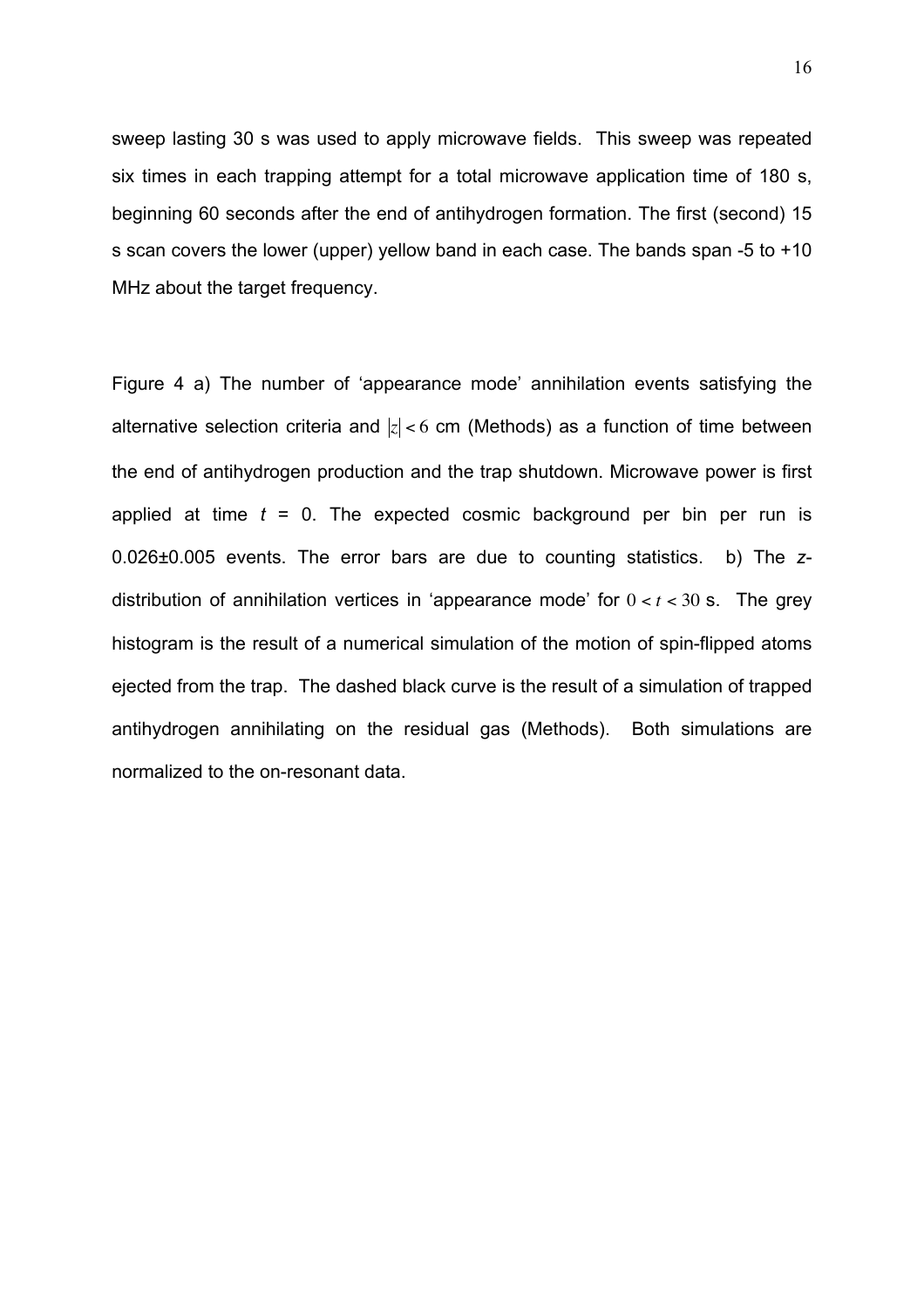sweep lasting 30 s was used to apply microwave fields. This sweep was repeated six times in each trapping attempt for a total microwave application time of 180 s, beginning 60 seconds after the end of antihydrogen formation. The first (second) 15 s scan covers the lower (upper) yellow band in each case. The bands span -5 to +10 MHz about the target frequency.

Figure 4 a) The number of 'appearance mode' annihilation events satisfying the alternative selection criteria and $|z| < 6$ cm (Methods) as a function of time between the end of antihydrogen production and the trap shutdown. Microwave power is first applied at time $t$ = 0. The expected cosmic background per bin per run is 0.026±0.005 events. The error bars are due to counting statistics. b) The $z$-distribution of annihilation vertices in 'appearance mode' for $0 < t < 30$ s. The grey histogram is the result of a numerical simulation of the motion of spin-flipped atoms ejected from the trap. The dashed black curve is the result of a simulation of trapped antihydrogen annihilating on the residual gas (Methods). Both simulations are normalized to the on-resonant data.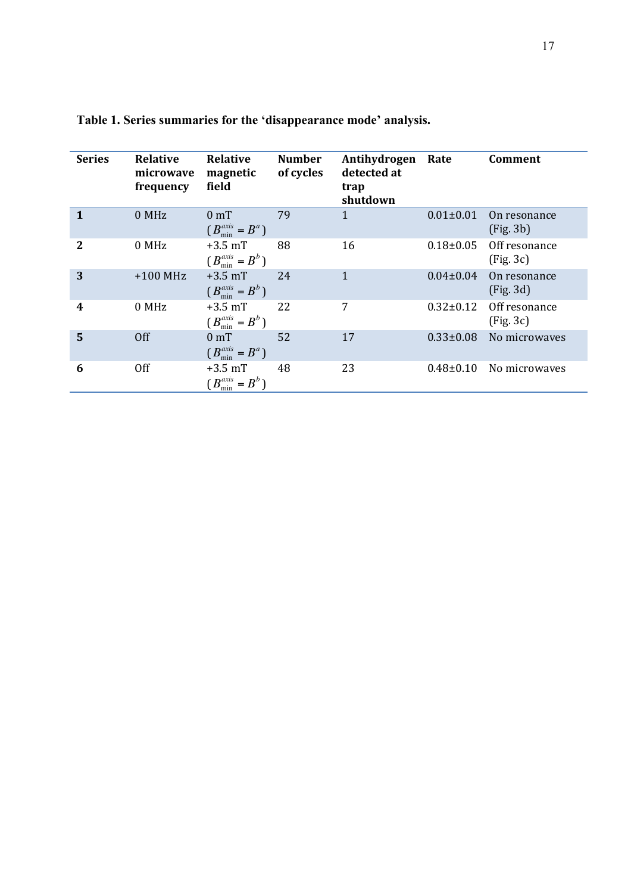**Table 1. Series summaries for the 'disappearance mode' analysis.**

| Series | Relative microwave frequency | Relative magnetic field | Number of cycles | Antihydrogen detected at trap shutdown | Rate | Comment |
|---|---|---|---|---|---|---|
| **1** | 0 MHz | 0 mT ($B_{\min}^{axis} = B^{a}$) | 79 | 1 | 0.01±0.01 | On resonance (Fig. 3b) |
| **2** | 0 MHz | +3.5 mT ($B_{\min}^{axis} = B^{b}$) | 88 | 16 | 0.18±0.05 | Off resonance (Fig. 3c) |
| **3** | +100 MHz | +3.5 mT ($B_{\min}^{axis} = B^{b}$) | 24 | 1 | 0.04±0.04 | On resonance (Fig. 3d) |
| **4** | 0 MHz | +3.5 mT ($B_{\min}^{axis} = B^{b}$) | 22 | 7 | 0.32±0.12 | Off resonance (Fig. 3c) |
| **5** | Off | 0 mT ($B_{\min}^{axis} = B^{a}$) | 52 | 17 | 0.33±0.08 | No microwaves |
| **6** | Off | +3.5 mT ($B_{\min}^{axis} = B^{b}$) | 48 | 23 | 0.48±0.10 | No microwaves |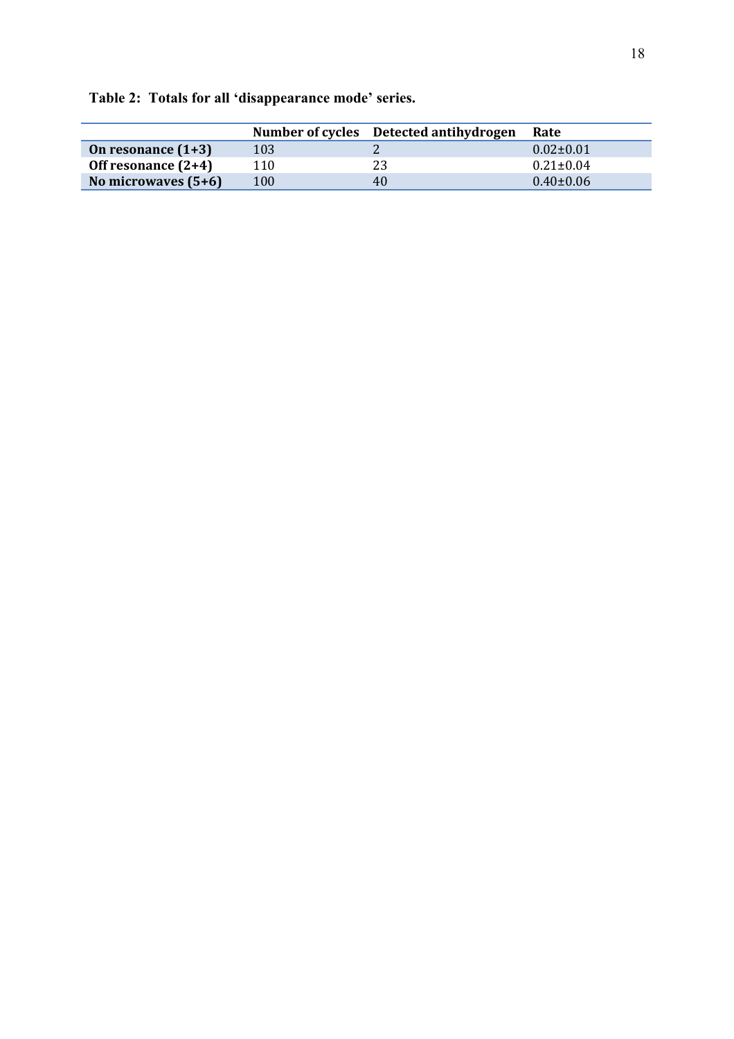**Table 2: Totals for all 'disappearance mode' series.**

| | Number of cycles | Detected antihydrogen | Rate |
|---|---|---|---|
| **On resonance (1+3)** | 103 | 2 | $0.02 \pm 0.01$ |
| **Off resonance (2+4)** | 110 | 23 | $0.21 \pm 0.04$ |
| **No microwaves (5+6)** | 100 | 40 | $0.40 \pm 0.06$ |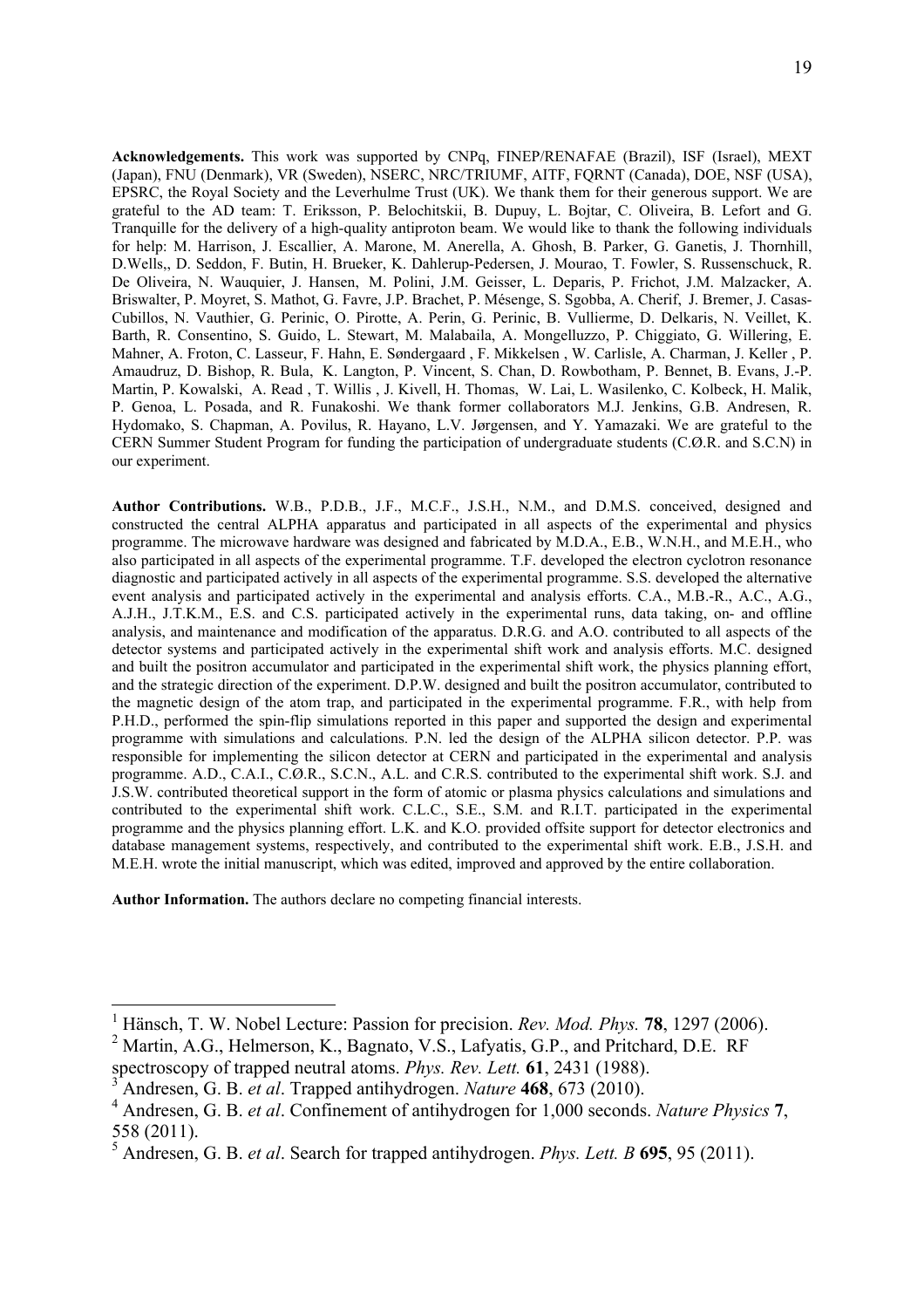**Acknowledgements.** This work was supported by CNPq, FINEP/RENAFAE (Brazil), ISF (Israel), MEXT (Japan), FNU (Denmark), VR (Sweden), NSERC, NRC/TRIUMF, AITF, FQRNT (Canada), DOE, NSF (USA), EPSRC, the Royal Society and the Leverhulme Trust (UK). We thank them for their generous support. We are grateful to the AD team: T. Eriksson, P. Belochitskii, B. Dupuy, L. Bojtar, C. Oliveira, B. Lefort and G. Tranquille for the delivery of a high-quality antiproton beam. We would like to thank the following individuals for help: M. Harrison, J. Escallier, A. Marone, M. Anerella, A. Ghosh, B. Parker, G. Ganetis, J. Thornhill, D.Wells,, D. Seddon, F. Butin, H. Brueker, K. Dahlerup-Pedersen, J. Mourao, T. Fowler, S. Russenschuck, R. De Oliveira, N. Wauquier, J. Hansen, M. Polini, J.M. Geisser, L. Deparis, P. Frichot, J.M. Malzacker, A. Briswalter, P. Moyret, S. Mathot, G. Favre, J.P. Brachet, P. Mésenge, S. Sgobba, A. Cherif, J. Bremer, J. Casas-Cubillos, N. Vauthier, G. Perinic, O. Pirotte, A. Perin, G. Perinic, B. Vullierme, D. Delkaris, N. Veillet, K. Barth, R. Consentino, S. Guido, L. Stewart, M. Malabaila, A. Mongelluzzo, P. Chiggiato, G. Willering, E. Mahner, A. Froton, C. Lasseur, F. Hahn, E. Søndergaard , F. Mikkelsen , W. Carlisle, A. Charman, J. Keller , P. Amaudruz, D. Bishop, R. Bula, K. Langton, P. Vincent, S. Chan, D. Rowbotham, P. Bennet, B. Evans, J.-P. Martin, P. Kowalski, A. Read , T. Willis , J. Kivell, H. Thomas, W. Lai, L. Wasilenko, C. Kolbeck, H. Malik, P. Genoa, L. Posada, and R. Funakoshi. We thank former collaborators M.J. Jenkins, G.B. Andresen, R. Hydomako, S. Chapman, A. Povilus, R. Hayano, L.V. Jørgensen, and Y. Yamazaki. We are grateful to the CERN Summer Student Program for funding the participation of undergraduate students (C.Ø.R. and S.C.N) in our experiment.

**Author Contributions.** W.B., P.D.B., J.F., M.C.F., J.S.H., N.M., and D.M.S. conceived, designed and constructed the central ALPHA apparatus and participated in all aspects of the experimental and physics programme. The microwave hardware was designed and fabricated by M.D.A., E.B., W.N.H., and M.E.H., who also participated in all aspects of the experimental programme. T.F. developed the electron cyclotron resonance diagnostic and participated actively in all aspects of the experimental programme. S.S. developed the alternative event analysis and participated actively in the experimental and analysis efforts. C.A., M.B.-R., A.C., A.G., A.J.H., J.T.K.M., E.S. and C.S. participated actively in the experimental runs, data taking, on- and offline analysis, and maintenance and modification of the apparatus. D.R.G. and A.O. contributed to all aspects of the detector systems and participated actively in the experimental shift work and analysis efforts. M.C. designed and built the positron accumulator and participated in the experimental shift work, the physics planning effort, and the strategic direction of the experiment. D.P.W. designed and built the positron accumulator, contributed to the magnetic design of the atom trap, and participated in the experimental programme. F.R., with help from P.H.D., performed the spin-flip simulations reported in this paper and supported the design and experimental programme with simulations and calculations. P.N. led the design of the ALPHA silicon detector. P.P. was responsible for implementing the silicon detector at CERN and participated in the experimental and analysis programme. A.D., C.A.I., C.Ø.R., S.C.N., A.L. and C.R.S. contributed to the experimental shift work. S.J. and J.S.W. contributed theoretical support in the form of atomic or plasma physics calculations and simulations and contributed to the experimental shift work. C.L.C., S.E., S.M. and R.I.T. participated in the experimental programme and the physics planning effort. L.K. and K.O. provided offsite support for detector electronics and database management systems, respectively, and contributed to the experimental shift work. E.B., J.S.H. and M.E.H. wrote the initial manuscript, which was edited, improved and approved by the entire collaboration.

**Author Information.** The authors declare no competing financial interests.

---

[1] Hänsch, T. W. Nobel Lecture: Passion for precision. *Rev. Mod. Phys.* **78**, 1297 (2006).

[2] Martin, A.G., Helmerson, K., Bagnato, V.S., Lafyatis, G.P., and Pritchard, D.E. RF spectroscopy of trapped neutral atoms. *Phys. Rev. Lett.* **61**, 2431 (1988).

[3] Andresen, G. B. *et al*. Trapped antihydrogen. *Nature* **468**, 673 (2010).

[4] Andresen, G. B. *et al*. Confinement of antihydrogen for 1,000 seconds. *Nature Physics* **7**, 558 (2011).

[5] Andresen, G. B. *et al*. Search for trapped antihydrogen. *Phys. Lett. B* **695**, 95 (2011).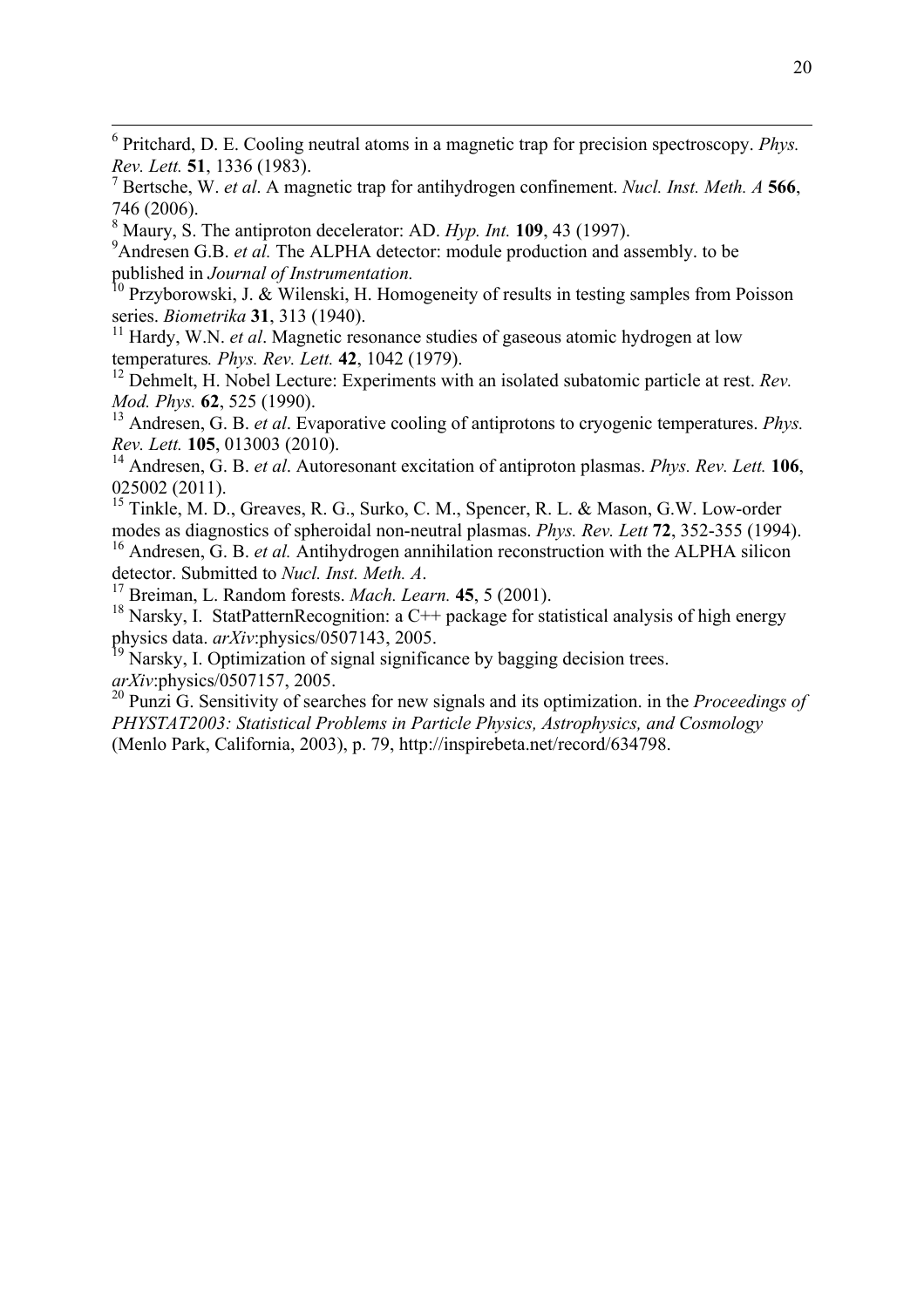[6] Pritchard, D. E. Cooling neutral atoms in a magnetic trap for precision spectroscopy. *Phys. Rev. Lett.* **51**, 1336 (1983).

[7] Bertsche, W. *et al*. A magnetic trap for antihydrogen confinement. *Nucl. Inst. Meth. A* **566**, 746 (2006).

[8] Maury, S. The antiproton decelerator: AD. *Hyp. Int.* **109**, 43 (1997).

[9] Andresen G.B. *et al.* The ALPHA detector: module production and assembly. to be published in *Journal of Instrumentation.*

[10] Przyborowski, J. & Wilenski, H. Homogeneity of results in testing samples from Poisson series. *Biometrika* **31**, 313 (1940).

[11] Hardy, W.N. *et al*. Magnetic resonance studies of gaseous atomic hydrogen at low temperatures*. Phys. Rev. Lett.* **42**, 1042 (1979).

[12] Dehmelt, H. Nobel Lecture: Experiments with an isolated subatomic particle at rest. *Rev. Mod. Phys.* **62**, 525 (1990).

[13] Andresen, G. B. *et al*. Evaporative cooling of antiprotons to cryogenic temperatures. *Phys. Rev. Lett.* **105**, 013003 (2010).

[14] Andresen, G. B. *et al*. Autoresonant excitation of antiproton plasmas. *Phys. Rev. Lett.* **106**, 025002 (2011).

[15] Tinkle, M. D., Greaves, R. G., Surko, C. M., Spencer, R. L. & Mason, G.W. Low-order modes as diagnostics of spheroidal non-neutral plasmas. *Phys. Rev. Lett* **72**, 352-355 (1994).

[16] Andresen, G. B. *et al.* Antihydrogen annihilation reconstruction with the ALPHA silicon detector. Submitted to *Nucl. Inst. Meth. A*.

[17] Breiman, L. Random forests. *Mach. Learn.* **45**, 5 (2001).

[18] Narsky, I. StatPatternRecognition: a C++ package for statistical analysis of high energy physics data. *arXiv*:physics/0507143, 2005.

[19] Narsky, I. Optimization of signal significance by bagging decision trees. *arXiv*:physics/0507157, 2005.

[20] Punzi G. Sensitivity of searches for new signals and its optimization. in the *Proceedings of PHYSTAT2003: Statistical Problems in Particle Physics, Astrophysics, and Cosmology* (Menlo Park, California, 2003), p. 79, http://inspirebeta.net/record/634798.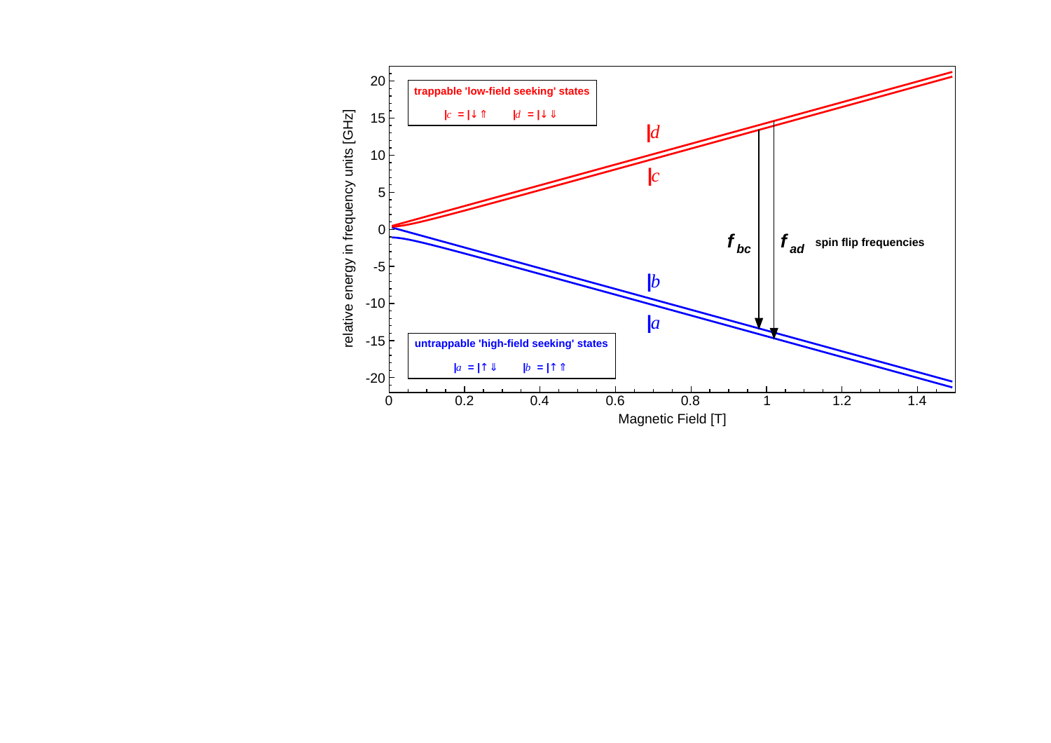trappable 'low-field seeking' states

$|c\rangle = |\downarrow\Uparrow\rangle$ $|d\rangle = |\downarrow\Downarrow\rangle$

untrappable 'high-field seeking' states

$|a\rangle = |\uparrow\Downarrow\rangle$ $|b\rangle = |\uparrow\Uparrow\rangle$

$f_{bc}$ $f_{ad}$ spin flip frequencies

relative energy in frequency units [GHz]

Magnetic Field [T]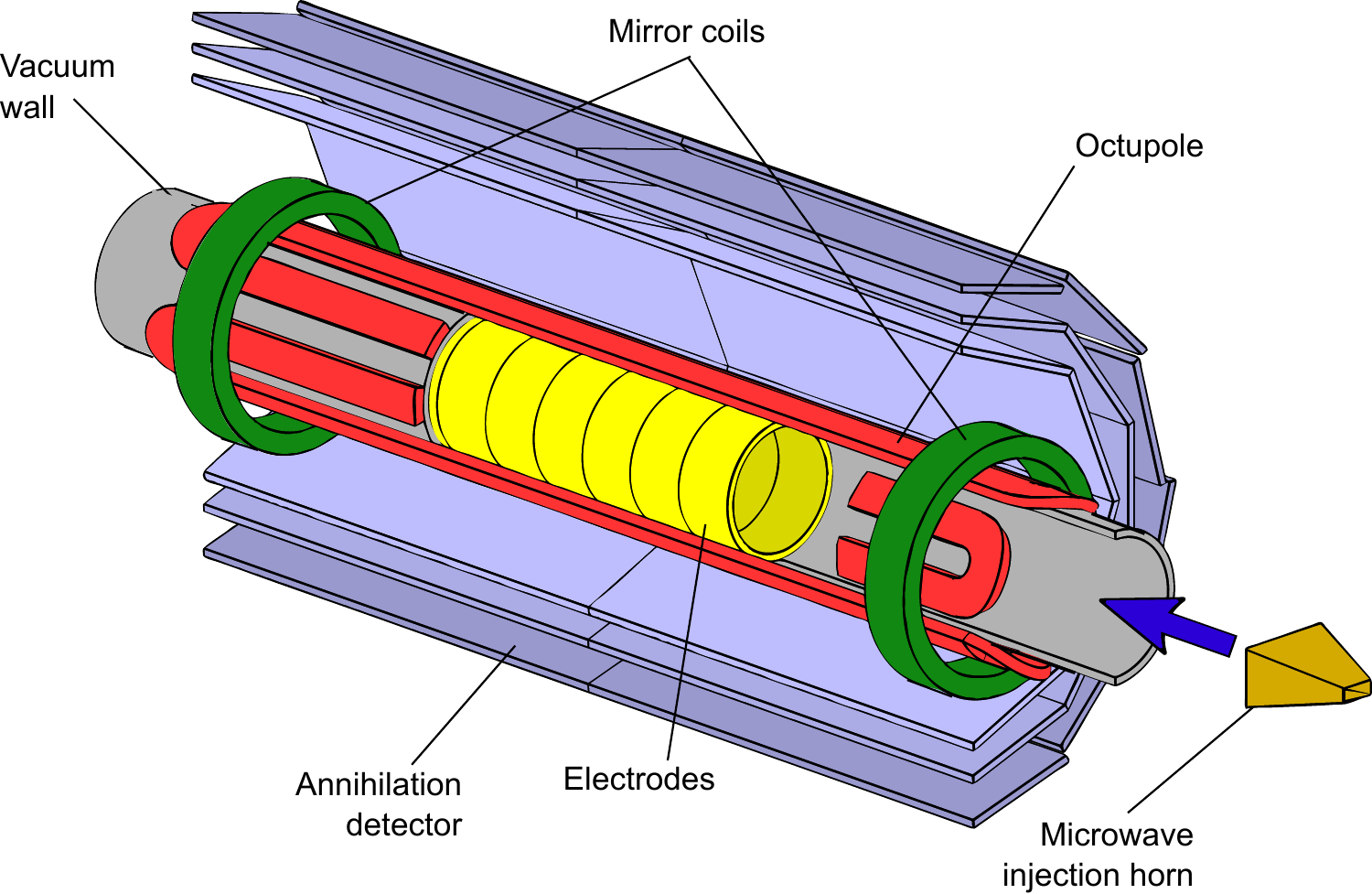Vacuum wall

Mirror coils

Octupole

Annihilation detector

Electrodes

Microwave injection horn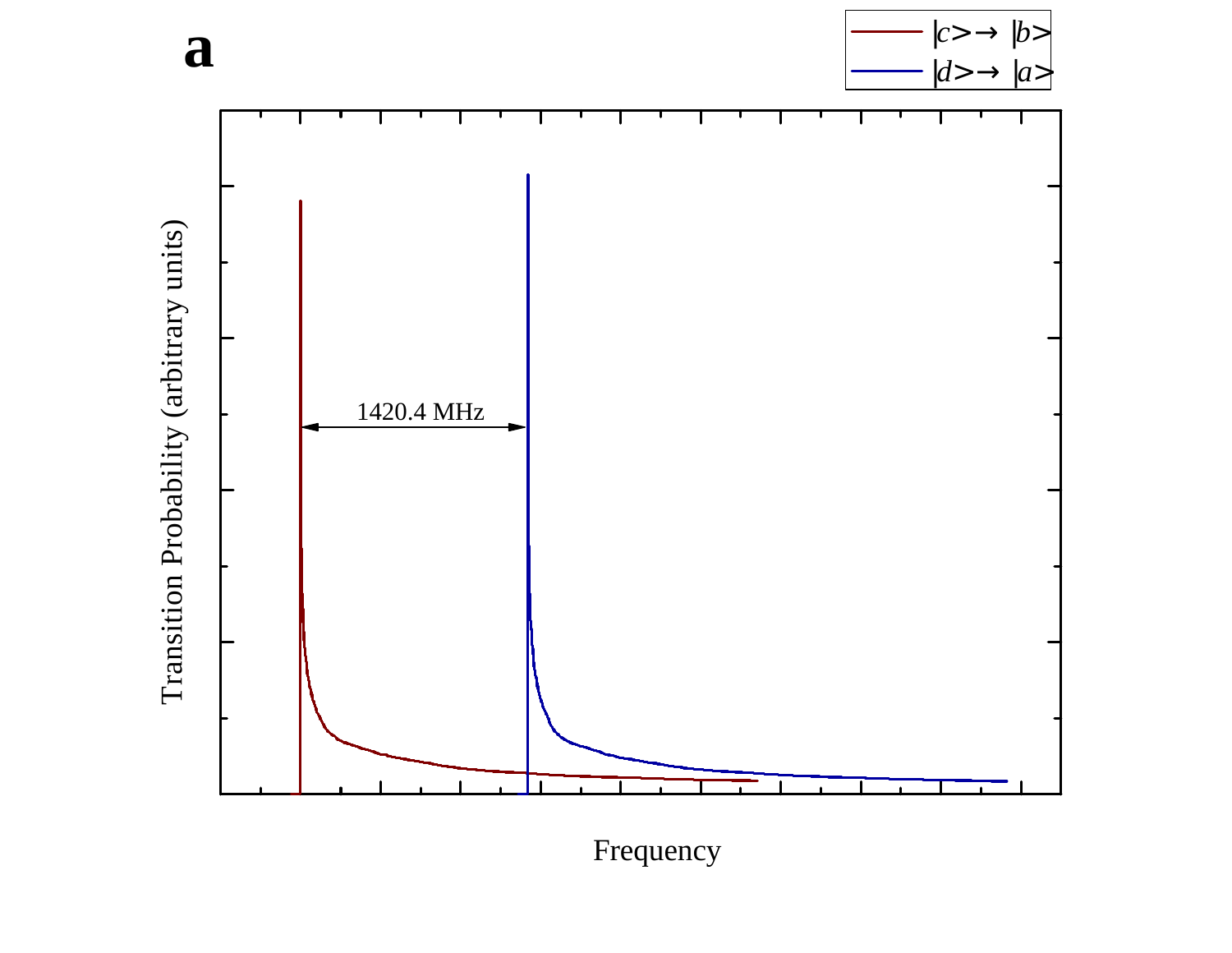**a**

$|c\rangle \rightarrow |b\rangle$

$|d\rangle \rightarrow |a\rangle$

1420.4 MHz

Transition Probability (arbitrary units)

Frequency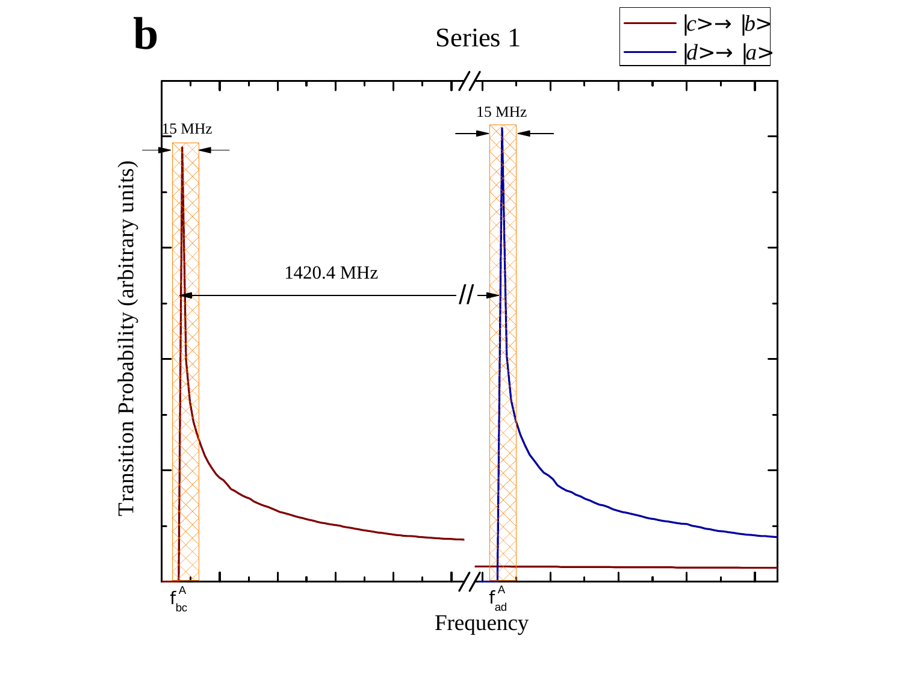**b**

Series 1

$|c\rangle \rightarrow |b\rangle$

$|d\rangle \rightarrow |a\rangle$

15 MHz

15 MHz

1420.4 MHz

Transition Probability (arbitrary units)

$f^{A}_{bc}$

$f^{A}_{ad}$

Frequency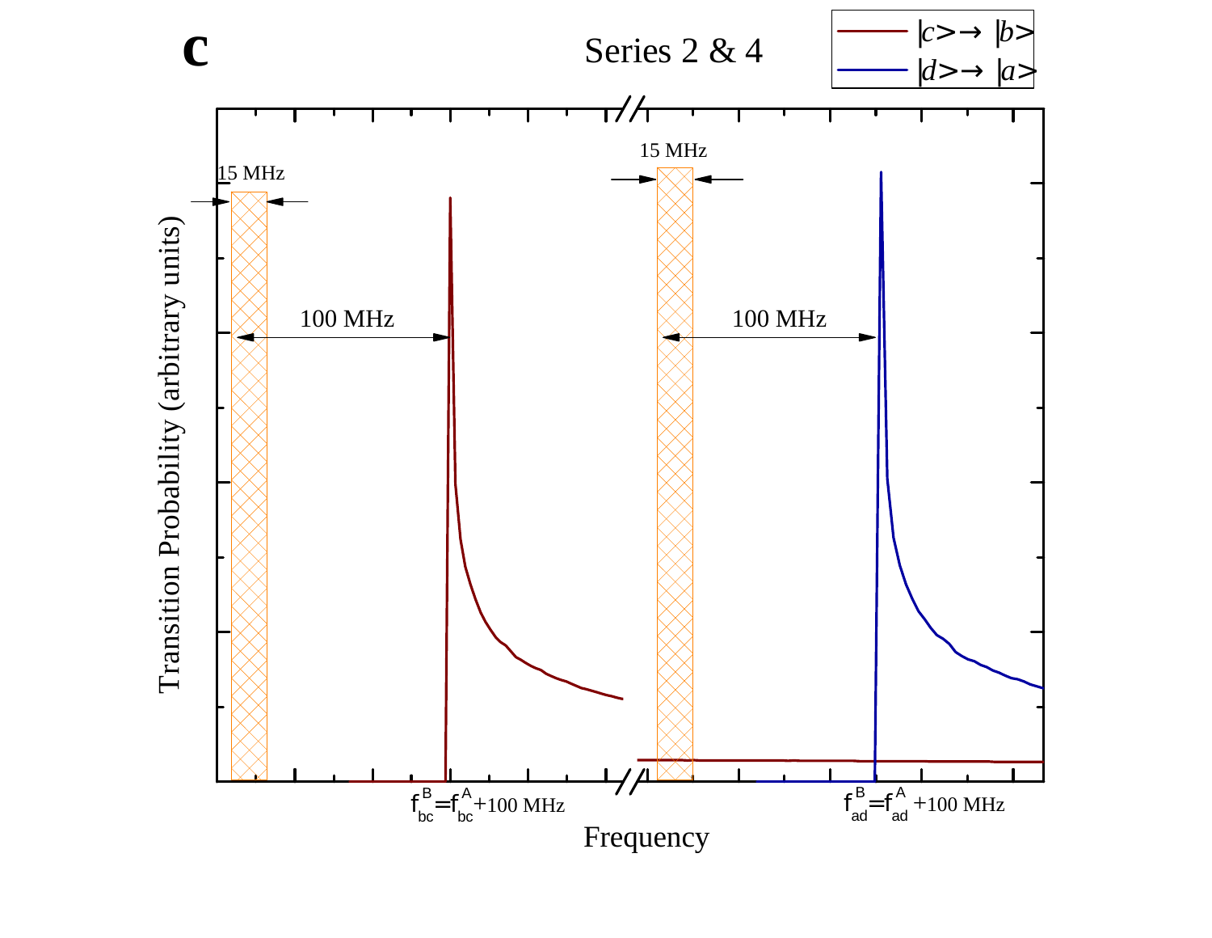**c**

Series 2 & 4

|c> → |b>

|d> → |a>

15 MHz

100 MHz

15 MHz

100 MHz

Transition Probability (arbitrary units)

$f_{bc}^{B}=f_{bc}^{A}$+100 MHz

$f_{ad}^{B}=f_{ad}^{A}$ +100 MHz

Frequency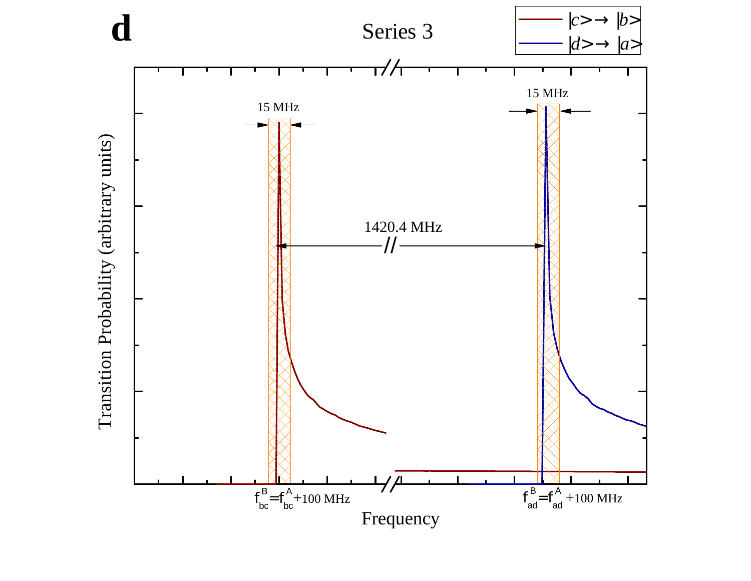**d**

Series 3

$|c\rangle \rightarrow |b\rangle$

$|d\rangle \rightarrow |a\rangle$

15 MHz

15 MHz

1420.4 MHz

Transition Probability (arbitrary units)

$f_{bc}^{B} = f_{bc}^{A} + 100$ MHz

$f_{ad}^{B} = f_{ad}^{A} + 100$ MHz

Frequency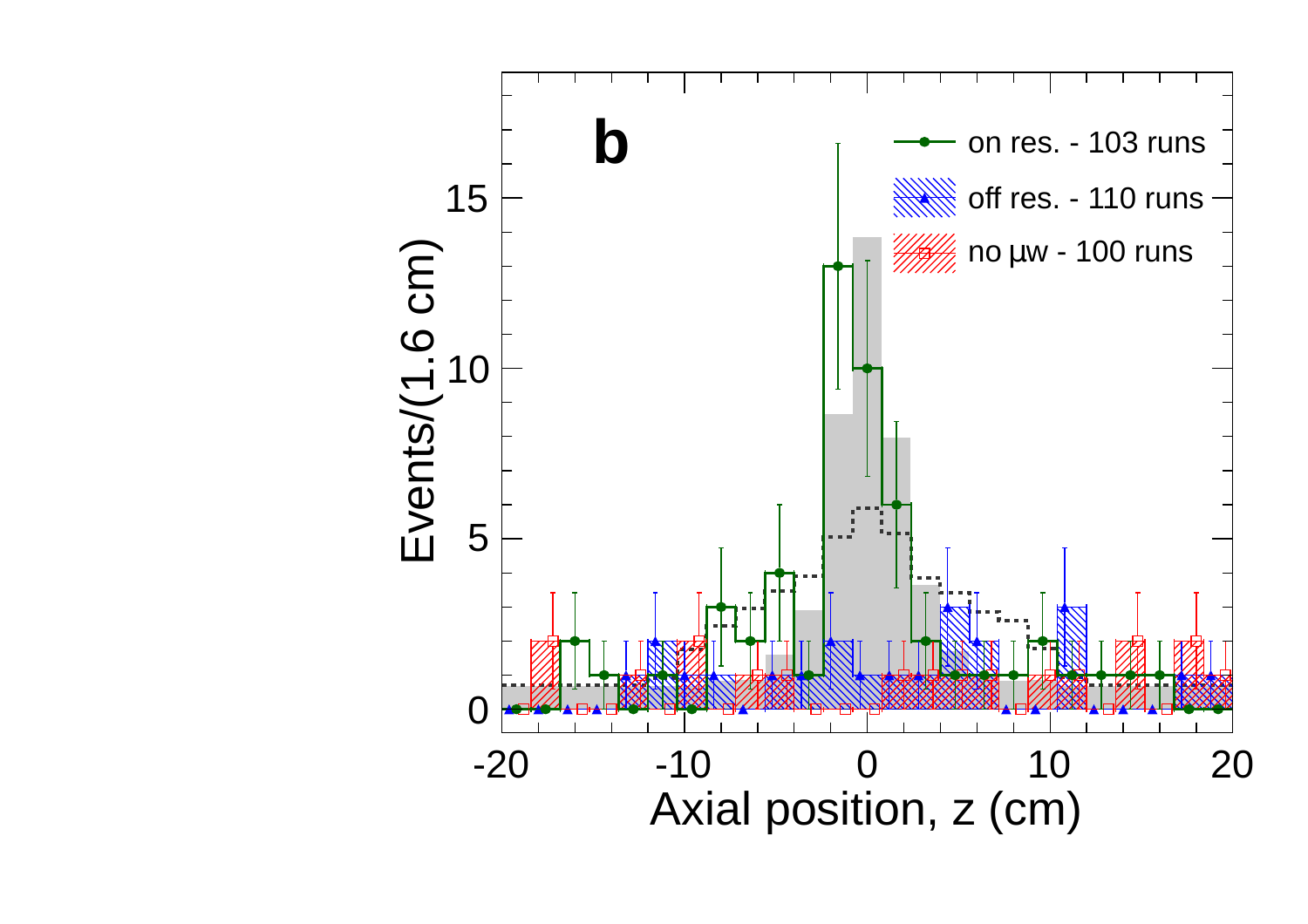b

on res. - 103 runs

off res. - 110 runs

no μw - 100 runs

Events/(1.6 cm)

0

5

10

15

-20

-10

0

10

20

Axial position, z (cm)